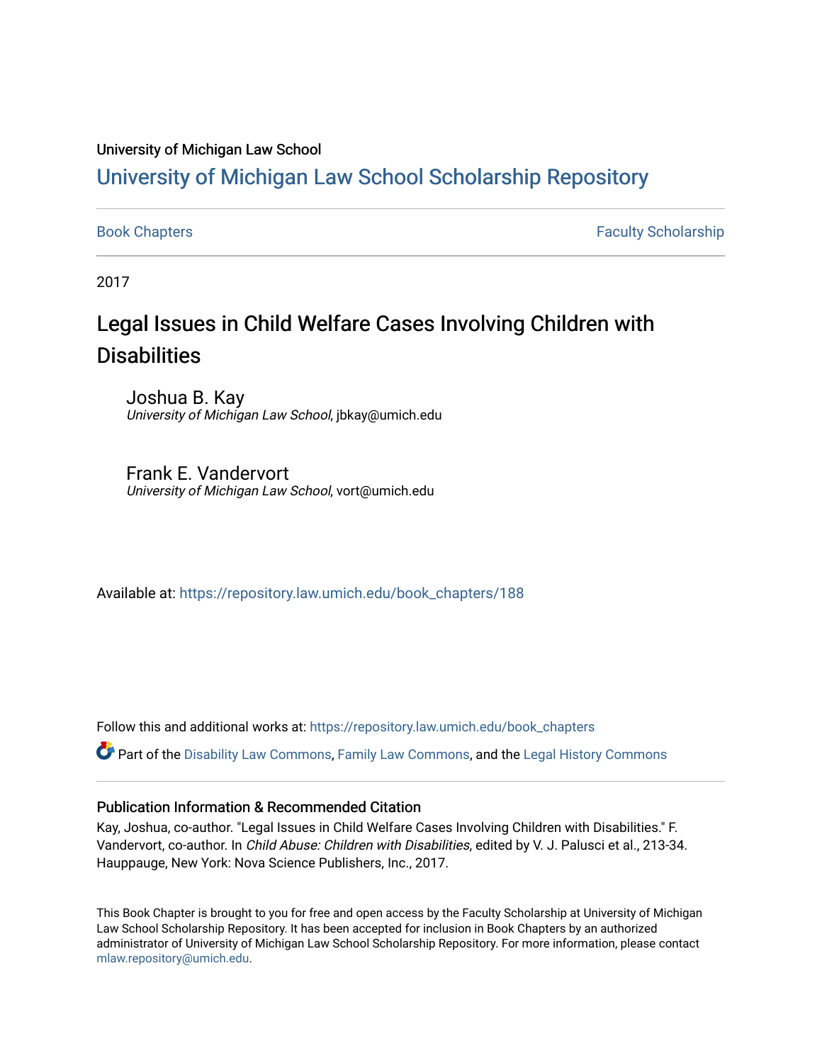University of Michigan Law School

# University of Michigan Law School Scholarship Repository

Book Chapters | Faculty Scholarship

2017

## Legal Issues in Child Welfare Cases Involving Children with Disabilities

Joshua B. Kay
*University of Michigan Law School*, jbkay@umich.edu

Frank E. Vandervort
*University of Michigan Law School*, vort@umich.edu

Available at: https://repository.law.umich.edu/book_chapters/188

Follow this and additional works at: https://repository.law.umich.edu/book_chapters

Part of the Disability Law Commons, Family Law Commons, and the Legal History Commons

### Publication Information & Recommended Citation

Kay, Joshua, co-author. "Legal Issues in Child Welfare Cases Involving Children with Disabilities." F. Vandervort, co-author. In *Child Abuse: Children with Disabilities*, edited by V. J. Palusci et al., 213-34. Hauppauge, New York: Nova Science Publishers, Inc., 2017.

This Book Chapter is brought to you for free and open access by the Faculty Scholarship at University of Michigan Law School Scholarship Repository. It has been accepted for inclusion in Book Chapters by an authorized administrator of University of Michigan Law School Scholarship Repository. For more information, please contact mlaw.repository@umich.edu.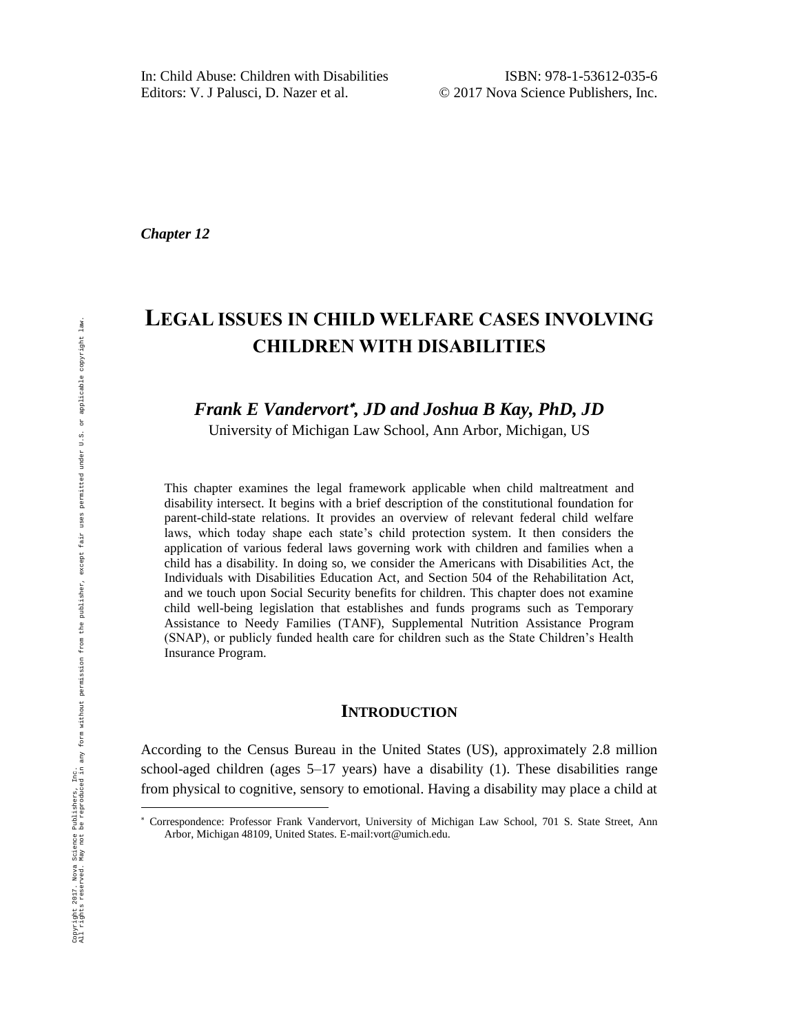Chapter 12

# Legal issues in child welfare cases involving children with disabilities

***Frank E Vandervort*, JD and Joshua B Kay, PhD, JD***

University of Michigan Law School, Ann Arbor, Michigan, US

This chapter examines the legal framework applicable when child maltreatment and disability intersect. It begins with a brief description of the constitutional foundation for parent-child-state relations. It provides an overview of relevant federal child welfare laws, which today shape each state's child protection system. It then considers the application of various federal laws governing work with children and families when a child has a disability. In doing so, we consider the Americans with Disabilities Act, the Individuals with Disabilities Education Act, and Section 504 of the Rehabilitation Act, and we touch upon Social Security benefits for children. This chapter does not examine child well-being legislation that establishes and funds programs such as Temporary Assistance to Needy Families (TANF), Supplemental Nutrition Assistance Program (SNAP), or publicly funded health care for children such as the State Children's Health Insurance Program.

## Introduction

According to the Census Bureau in the United States (US), approximately 2.8 million school-aged children (ages 5–17 years) have a disability (1). These disabilities range from physical to cognitive, sensory to emotional. Having a disability may place a child at

* Correspondence: Professor Frank Vandervort, University of Michigan Law School, 701 S. State Street, Ann Arbor, Michigan 48109, United States. E-mail:vort@umich.edu.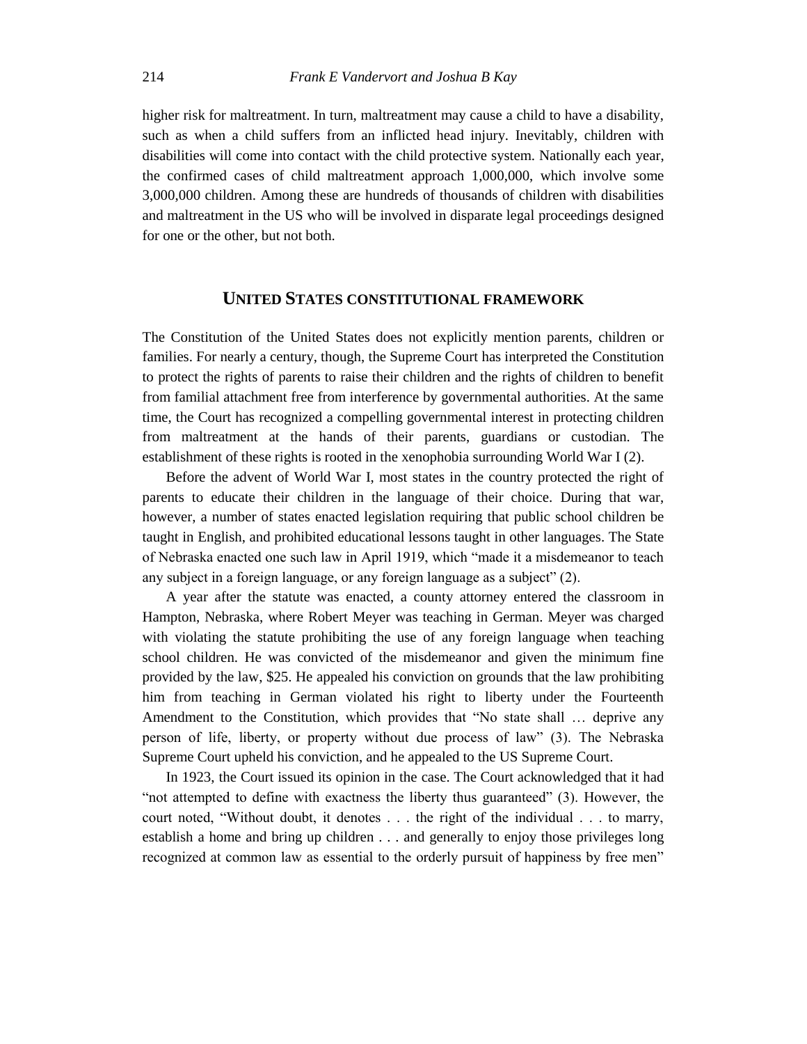higher risk for maltreatment. In turn, maltreatment may cause a child to have a disability, such as when a child suffers from an inflicted head injury. Inevitably, children with disabilities will come into contact with the child protective system. Nationally each year, the confirmed cases of child maltreatment approach 1,000,000, which involve some 3,000,000 children. Among these are hundreds of thousands of children with disabilities and maltreatment in the US who will be involved in disparate legal proceedings designed for one or the other, but not both.

## UNITED STATES CONSTITUTIONAL FRAMEWORK

The Constitution of the United States does not explicitly mention parents, children or families. For nearly a century, though, the Supreme Court has interpreted the Constitution to protect the rights of parents to raise their children and the rights of children to benefit from familial attachment free from interference by governmental authorities. At the same time, the Court has recognized a compelling governmental interest in protecting children from maltreatment at the hands of their parents, guardians or custodian. The establishment of these rights is rooted in the xenophobia surrounding World War I (2).

Before the advent of World War I, most states in the country protected the right of parents to educate their children in the language of their choice. During that war, however, a number of states enacted legislation requiring that public school children be taught in English, and prohibited educational lessons taught in other languages. The State of Nebraska enacted one such law in April 1919, which "made it a misdemeanor to teach any subject in a foreign language, or any foreign language as a subject" (2).

A year after the statute was enacted, a county attorney entered the classroom in Hampton, Nebraska, where Robert Meyer was teaching in German. Meyer was charged with violating the statute prohibiting the use of any foreign language when teaching school children. He was convicted of the misdemeanor and given the minimum fine provided by the law, $25. He appealed his conviction on grounds that the law prohibiting him from teaching in German violated his right to liberty under the Fourteenth Amendment to the Constitution, which provides that "No state shall … deprive any person of life, liberty, or property without due process of law" (3). The Nebraska Supreme Court upheld his conviction, and he appealed to the US Supreme Court.

In 1923, the Court issued its opinion in the case. The Court acknowledged that it had "not attempted to define with exactness the liberty thus guaranteed" (3). However, the court noted, "Without doubt, it denotes . . . the right of the individual . . . to marry, establish a home and bring up children . . . and generally to enjoy those privileges long recognized at common law as essential to the orderly pursuit of happiness by free men"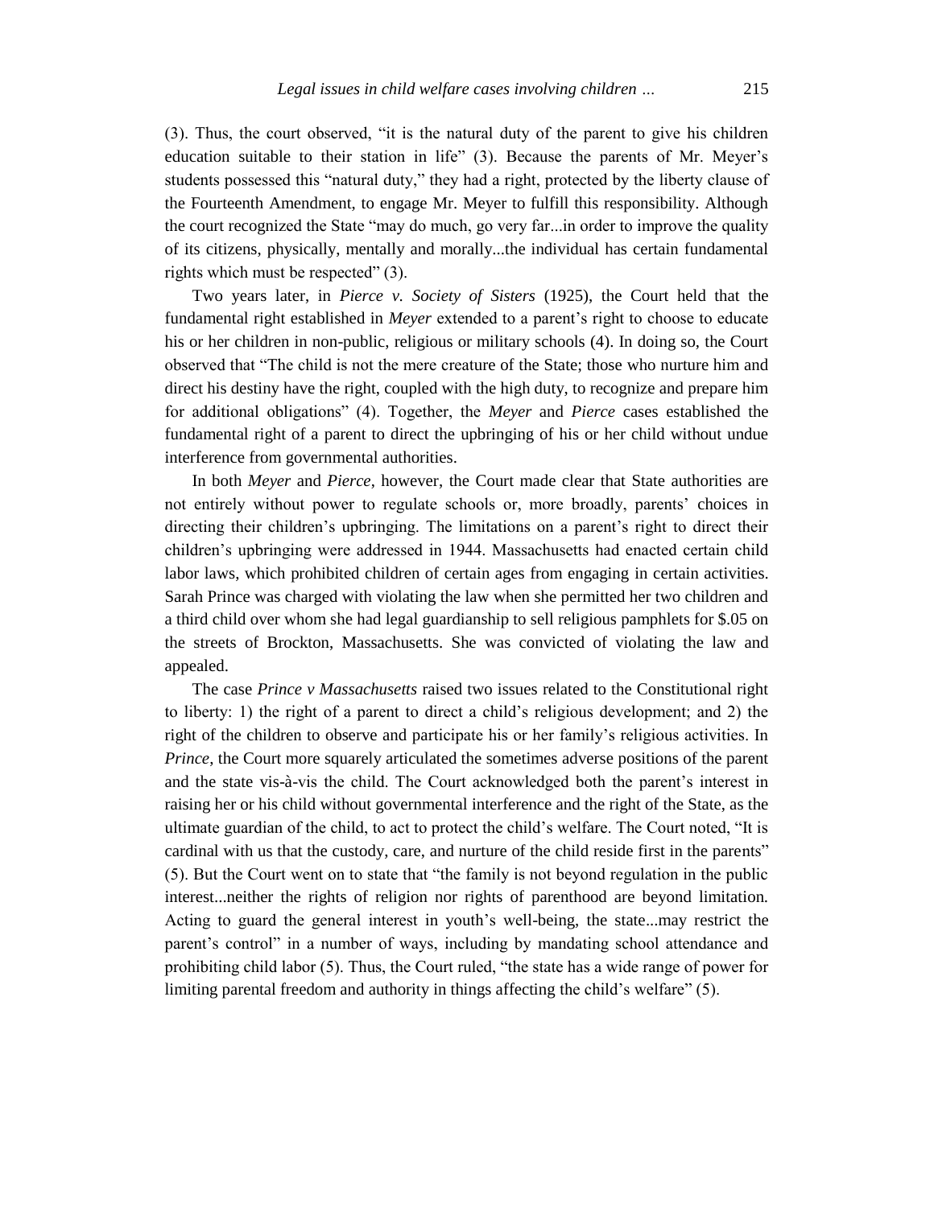(3). Thus, the court observed, “it is the natural duty of the parent to give his children education suitable to their station in life” (3). Because the parents of Mr. Meyer’s students possessed this “natural duty,” they had a right, protected by the liberty clause of the Fourteenth Amendment, to engage Mr. Meyer to fulfill this responsibility. Although the court recognized the State “may do much, go very far...in order to improve the quality of its citizens, physically, mentally and morally...the individual has certain fundamental rights which must be respected” (3).

Two years later, in *Pierce v. Society of Sisters* (1925), the Court held that the fundamental right established in *Meyer* extended to a parent’s right to choose to educate his or her children in non-public, religious or military schools (4). In doing so, the Court observed that “The child is not the mere creature of the State; those who nurture him and direct his destiny have the right, coupled with the high duty, to recognize and prepare him for additional obligations” (4). Together, the *Meyer* and *Pierce* cases established the fundamental right of a parent to direct the upbringing of his or her child without undue interference from governmental authorities.

In both *Meyer* and *Pierce*, however, the Court made clear that State authorities are not entirely without power to regulate schools or, more broadly, parents’ choices in directing their children’s upbringing. The limitations on a parent’s right to direct their children’s upbringing were addressed in 1944. Massachusetts had enacted certain child labor laws, which prohibited children of certain ages from engaging in certain activities. Sarah Prince was charged with violating the law when she permitted her two children and a third child over whom she had legal guardianship to sell religious pamphlets for $.05 on the streets of Brockton, Massachusetts. She was convicted of violating the law and appealed.

The case *Prince v Massachusetts* raised two issues related to the Constitutional right to liberty: 1) the right of a parent to direct a child’s religious development; and 2) the right of the children to observe and participate his or her family’s religious activities. In *Prince*, the Court more squarely articulated the sometimes adverse positions of the parent and the state vis-à-vis the child. The Court acknowledged both the parent’s interest in raising her or his child without governmental interference and the right of the State, as the ultimate guardian of the child, to act to protect the child’s welfare. The Court noted, “It is cardinal with us that the custody, care, and nurture of the child reside first in the parents” (5). But the Court went on to state that “the family is not beyond regulation in the public interest...neither the rights of religion nor rights of parenthood are beyond limitation. Acting to guard the general interest in youth’s well-being, the state...may restrict the parent’s control” in a number of ways, including by mandating school attendance and prohibiting child labor (5). Thus, the Court ruled, “the state has a wide range of power for limiting parental freedom and authority in things affecting the child’s welfare” (5).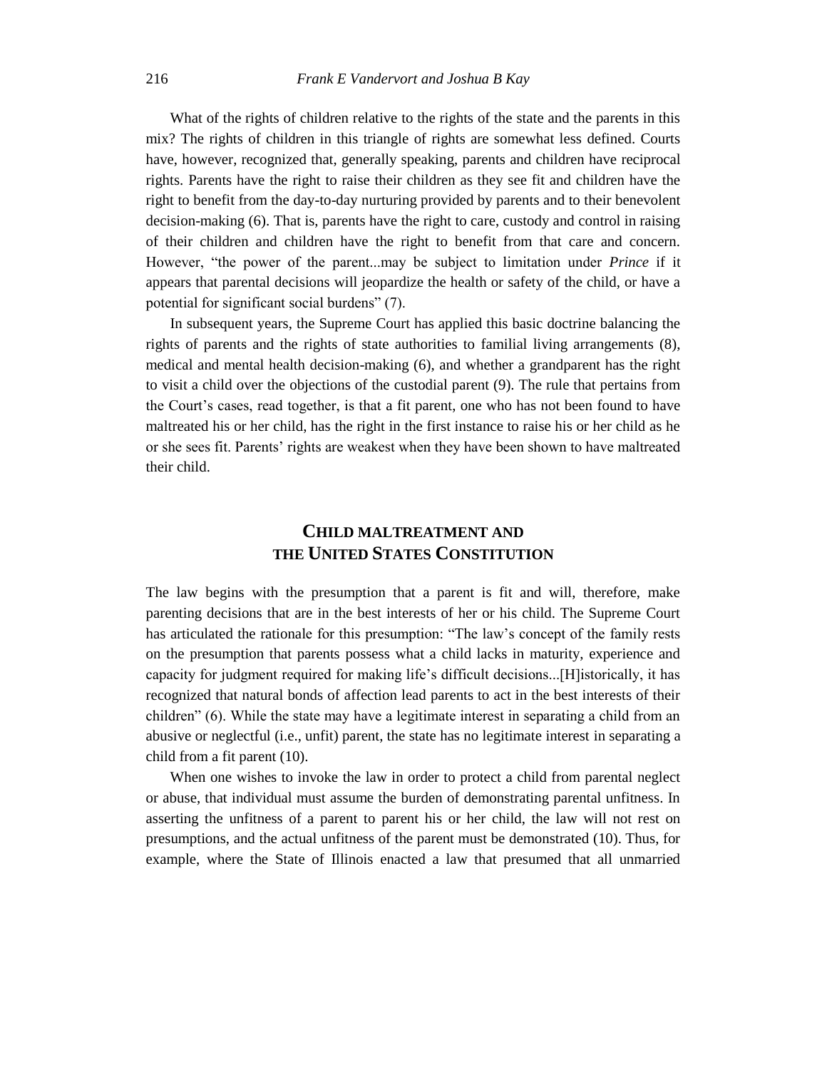What of the rights of children relative to the rights of the state and the parents in this mix? The rights of children in this triangle of rights are somewhat less defined. Courts have, however, recognized that, generally speaking, parents and children have reciprocal rights. Parents have the right to raise their children as they see fit and children have the right to benefit from the day-to-day nurturing provided by parents and to their benevolent decision-making (6). That is, parents have the right to care, custody and control in raising of their children and children have the right to benefit from that care and concern. However, "the power of the parent...may be subject to limitation under *Prince* if it appears that parental decisions will jeopardize the health or safety of the child, or have a potential for significant social burdens" (7).

In subsequent years, the Supreme Court has applied this basic doctrine balancing the rights of parents and the rights of state authorities to familial living arrangements (8), medical and mental health decision-making (6), and whether a grandparent has the right to visit a child over the objections of the custodial parent (9). The rule that pertains from the Court's cases, read together, is that a fit parent, one who has not been found to have maltreated his or her child, has the right in the first instance to raise his or her child as he or she sees fit. Parents' rights are weakest when they have been shown to have maltreated their child.

## CHILD MALTREATMENT AND THE UNITED STATES CONSTITUTION

The law begins with the presumption that a parent is fit and will, therefore, make parenting decisions that are in the best interests of her or his child. The Supreme Court has articulated the rationale for this presumption: "The law's concept of the family rests on the presumption that parents possess what a child lacks in maturity, experience and capacity for judgment required for making life's difficult decisions...[H]istorically, it has recognized that natural bonds of affection lead parents to act in the best interests of their children" (6). While the state may have a legitimate interest in separating a child from an abusive or neglectful (i.e., unfit) parent, the state has no legitimate interest in separating a child from a fit parent (10).

When one wishes to invoke the law in order to protect a child from parental neglect or abuse, that individual must assume the burden of demonstrating parental unfitness. In asserting the unfitness of a parent to parent his or her child, the law will not rest on presumptions, and the actual unfitness of the parent must be demonstrated (10). Thus, for example, where the State of Illinois enacted a law that presumed that all unmarried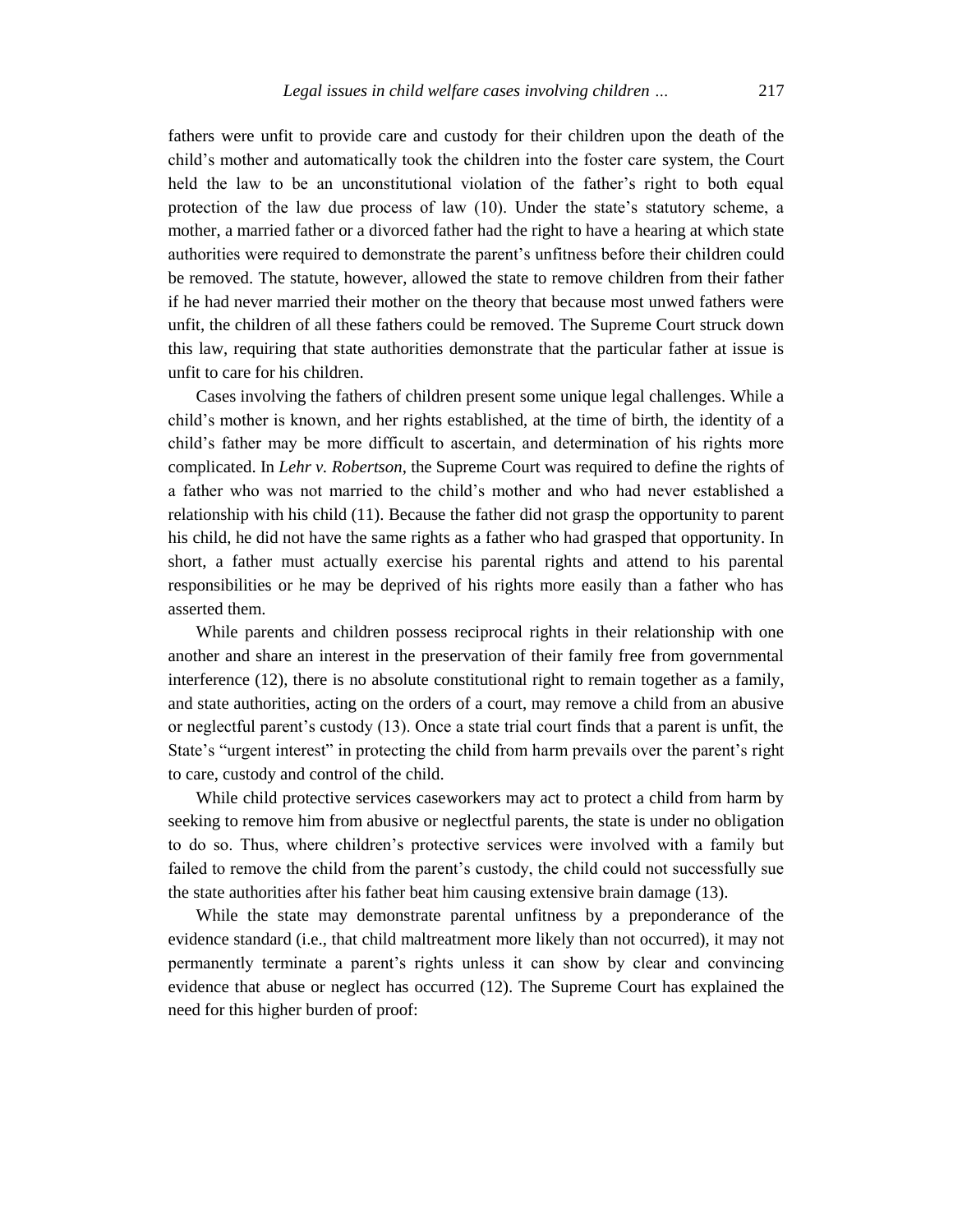fathers were unfit to provide care and custody for their children upon the death of the child's mother and automatically took the children into the foster care system, the Court held the law to be an unconstitutional violation of the father's right to both equal protection of the law due process of law (10). Under the state's statutory scheme, a mother, a married father or a divorced father had the right to have a hearing at which state authorities were required to demonstrate the parent's unfitness before their children could be removed. The statute, however, allowed the state to remove children from their father if he had never married their mother on the theory that because most unwed fathers were unfit, the children of all these fathers could be removed. The Supreme Court struck down this law, requiring that state authorities demonstrate that the particular father at issue is unfit to care for his children.

Cases involving the fathers of children present some unique legal challenges. While a child's mother is known, and her rights established, at the time of birth, the identity of a child's father may be more difficult to ascertain, and determination of his rights more complicated. In *Lehr v. Robertson*, the Supreme Court was required to define the rights of a father who was not married to the child's mother and who had never established a relationship with his child (11). Because the father did not grasp the opportunity to parent his child, he did not have the same rights as a father who had grasped that opportunity. In short, a father must actually exercise his parental rights and attend to his parental responsibilities or he may be deprived of his rights more easily than a father who has asserted them.

While parents and children possess reciprocal rights in their relationship with one another and share an interest in the preservation of their family free from governmental interference (12), there is no absolute constitutional right to remain together as a family, and state authorities, acting on the orders of a court, may remove a child from an abusive or neglectful parent's custody (13). Once a state trial court finds that a parent is unfit, the State's "urgent interest" in protecting the child from harm prevails over the parent's right to care, custody and control of the child.

While child protective services caseworkers may act to protect a child from harm by seeking to remove him from abusive or neglectful parents, the state is under no obligation to do so. Thus, where children's protective services were involved with a family but failed to remove the child from the parent's custody, the child could not successfully sue the state authorities after his father beat him causing extensive brain damage (13).

While the state may demonstrate parental unfitness by a preponderance of the evidence standard (i.e., that child maltreatment more likely than not occurred), it may not permanently terminate a parent's rights unless it can show by clear and convincing evidence that abuse or neglect has occurred (12). The Supreme Court has explained the need for this higher burden of proof: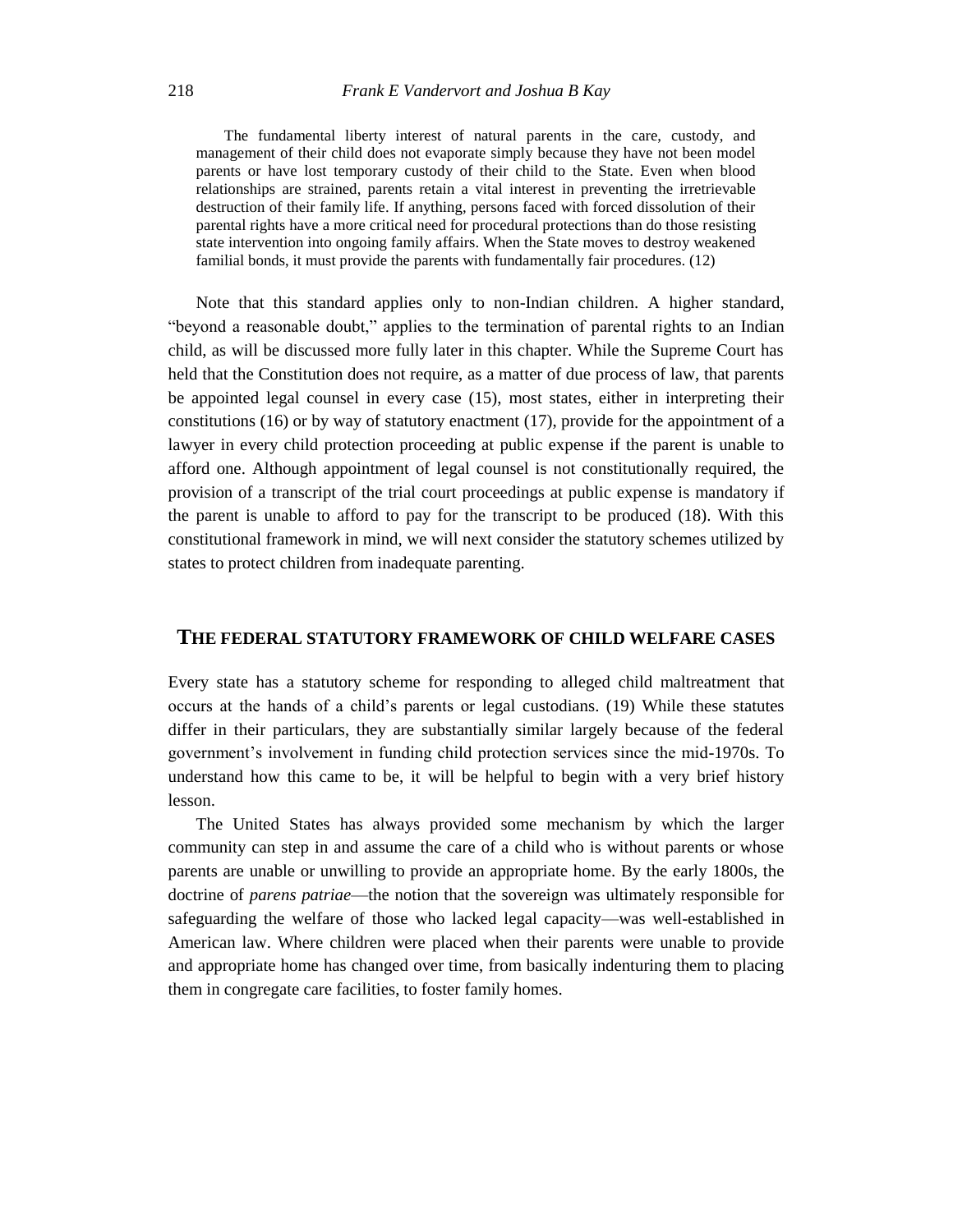> The fundamental liberty interest of natural parents in the care, custody, and management of their child does not evaporate simply because they have not been model parents or have lost temporary custody of their child to the State. Even when blood relationships are strained, parents retain a vital interest in preventing the irretrievable destruction of their family life. If anything, persons faced with forced dissolution of their parental rights have a more critical need for procedural protections than do those resisting state intervention into ongoing family affairs. When the State moves to destroy weakened familial bonds, it must provide the parents with fundamentally fair procedures. (12)

Note that this standard applies only to non-Indian children. A higher standard, "beyond a reasonable doubt," applies to the termination of parental rights to an Indian child, as will be discussed more fully later in this chapter. While the Supreme Court has held that the Constitution does not require, as a matter of due process of law, that parents be appointed legal counsel in every case (15), most states, either in interpreting their constitutions (16) or by way of statutory enactment (17), provide for the appointment of a lawyer in every child protection proceeding at public expense if the parent is unable to afford one. Although appointment of legal counsel is not constitutionally required, the provision of a transcript of the trial court proceedings at public expense is mandatory if the parent is unable to afford to pay for the transcript to be produced (18). With this constitutional framework in mind, we will next consider the statutory schemes utilized by states to protect children from inadequate parenting.

## THE FEDERAL STATUTORY FRAMEWORK OF CHILD WELFARE CASES

Every state has a statutory scheme for responding to alleged child maltreatment that occurs at the hands of a child's parents or legal custodians. (19) While these statutes differ in their particulars, they are substantially similar largely because of the federal government's involvement in funding child protection services since the mid-1970s. To understand how this came to be, it will be helpful to begin with a very brief history lesson.

The United States has always provided some mechanism by which the larger community can step in and assume the care of a child who is without parents or whose parents are unable or unwilling to provide an appropriate home. By the early 1800s, the doctrine of *parens patriae*—the notion that the sovereign was ultimately responsible for safeguarding the welfare of those who lacked legal capacity—was well-established in American law. Where children were placed when their parents were unable to provide and appropriate home has changed over time, from basically indenturing them to placing them in congregate care facilities, to foster family homes.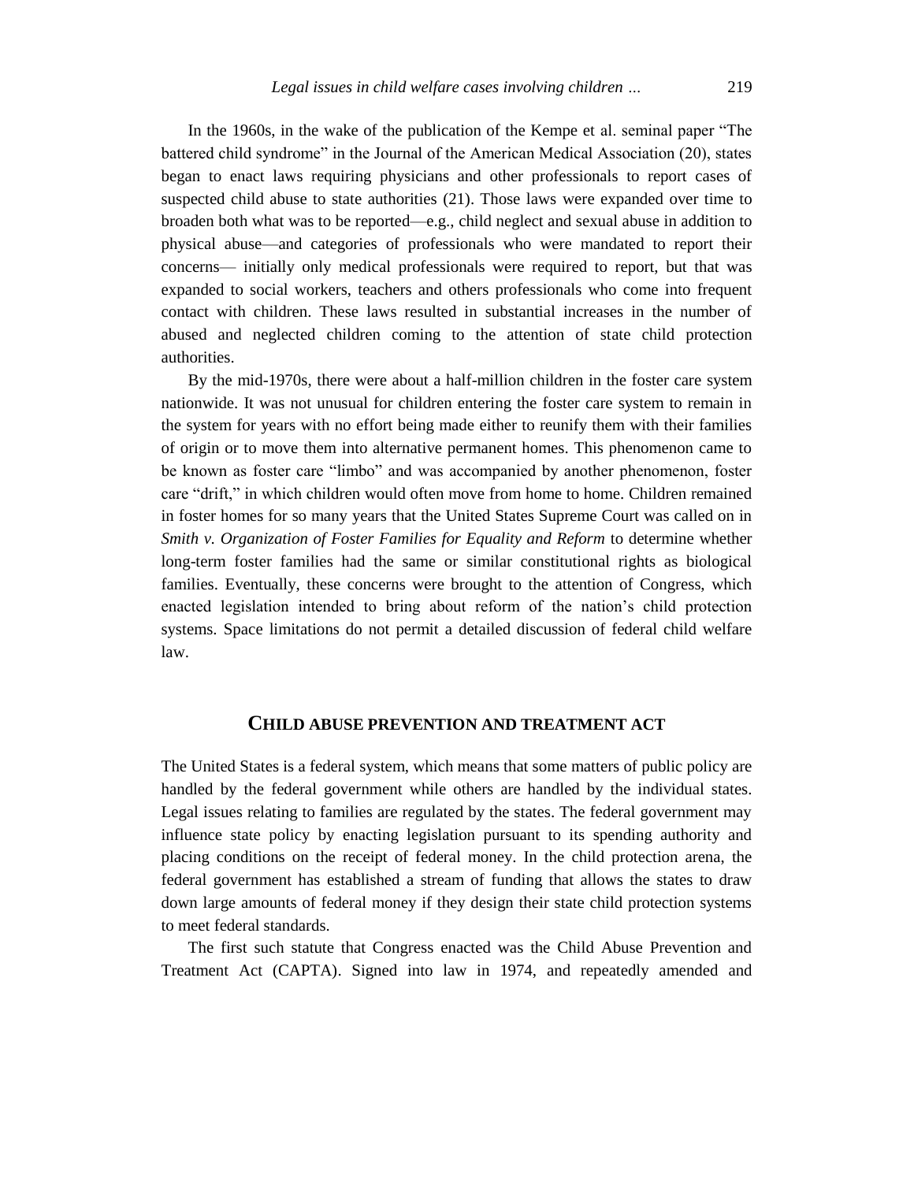In the 1960s, in the wake of the publication of the Kempe et al. seminal paper "The battered child syndrome" in the Journal of the American Medical Association (20), states began to enact laws requiring physicians and other professionals to report cases of suspected child abuse to state authorities (21). Those laws were expanded over time to broaden both what was to be reported—e.g., child neglect and sexual abuse in addition to physical abuse—and categories of professionals who were mandated to report their concerns— initially only medical professionals were required to report, but that was expanded to social workers, teachers and others professionals who come into frequent contact with children. These laws resulted in substantial increases in the number of abused and neglected children coming to the attention of state child protection authorities.

By the mid-1970s, there were about a half-million children in the foster care system nationwide. It was not unusual for children entering the foster care system to remain in the system for years with no effort being made either to reunify them with their families of origin or to move them into alternative permanent homes. This phenomenon came to be known as foster care "limbo" and was accompanied by another phenomenon, foster care "drift," in which children would often move from home to home. Children remained in foster homes for so many years that the United States Supreme Court was called on in *Smith v. Organization of Foster Families for Equality and Reform* to determine whether long-term foster families had the same or similar constitutional rights as biological families. Eventually, these concerns were brought to the attention of Congress, which enacted legislation intended to bring about reform of the nation's child protection systems. Space limitations do not permit a detailed discussion of federal child welfare law.

## CHILD ABUSE PREVENTION AND TREATMENT ACT

The United States is a federal system, which means that some matters of public policy are handled by the federal government while others are handled by the individual states. Legal issues relating to families are regulated by the states. The federal government may influence state policy by enacting legislation pursuant to its spending authority and placing conditions on the receipt of federal money. In the child protection arena, the federal government has established a stream of funding that allows the states to draw down large amounts of federal money if they design their state child protection systems to meet federal standards.

The first such statute that Congress enacted was the Child Abuse Prevention and Treatment Act (CAPTA). Signed into law in 1974, and repeatedly amended and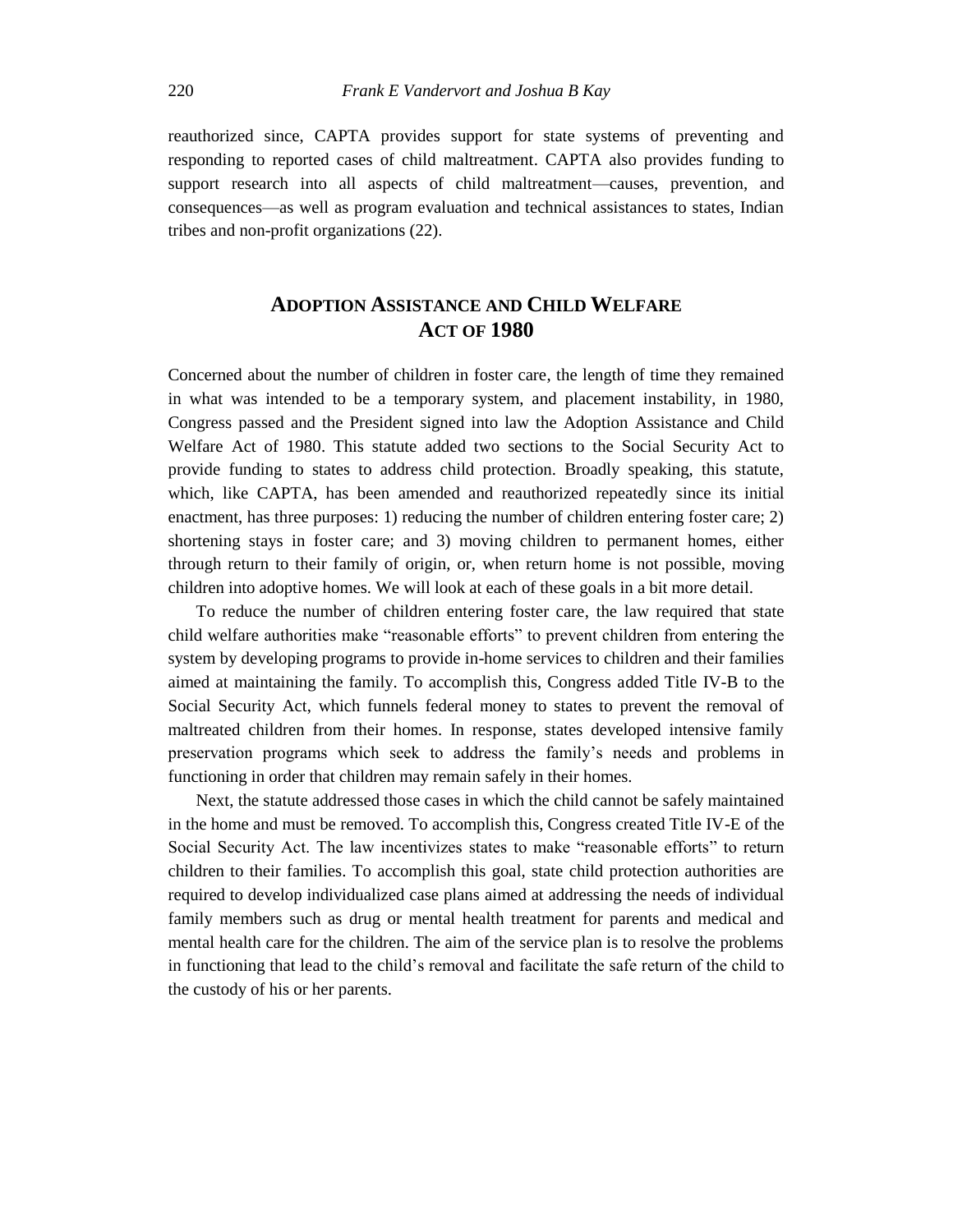reauthorized since, CAPTA provides support for state systems of preventing and responding to reported cases of child maltreatment. CAPTA also provides funding to support research into all aspects of child maltreatment—causes, prevention, and consequences—as well as program evaluation and technical assistances to states, Indian tribes and non-profit organizations (22).

## Adoption Assistance and Child Welfare Act of 1980

Concerned about the number of children in foster care, the length of time they remained in what was intended to be a temporary system, and placement instability, in 1980, Congress passed and the President signed into law the Adoption Assistance and Child Welfare Act of 1980. This statute added two sections to the Social Security Act to provide funding to states to address child protection. Broadly speaking, this statute, which, like CAPTA, has been amended and reauthorized repeatedly since its initial enactment, has three purposes: 1) reducing the number of children entering foster care; 2) shortening stays in foster care; and 3) moving children to permanent homes, either through return to their family of origin, or, when return home is not possible, moving children into adoptive homes. We will look at each of these goals in a bit more detail.

To reduce the number of children entering foster care, the law required that state child welfare authorities make "reasonable efforts" to prevent children from entering the system by developing programs to provide in-home services to children and their families aimed at maintaining the family. To accomplish this, Congress added Title IV-B to the Social Security Act, which funnels federal money to states to prevent the removal of maltreated children from their homes. In response, states developed intensive family preservation programs which seek to address the family's needs and problems in functioning in order that children may remain safely in their homes.

Next, the statute addressed those cases in which the child cannot be safely maintained in the home and must be removed. To accomplish this, Congress created Title IV-E of the Social Security Act. The law incentivizes states to make "reasonable efforts" to return children to their families. To accomplish this goal, state child protection authorities are required to develop individualized case plans aimed at addressing the needs of individual family members such as drug or mental health treatment for parents and medical and mental health care for the children. The aim of the service plan is to resolve the problems in functioning that lead to the child's removal and facilitate the safe return of the child to the custody of his or her parents.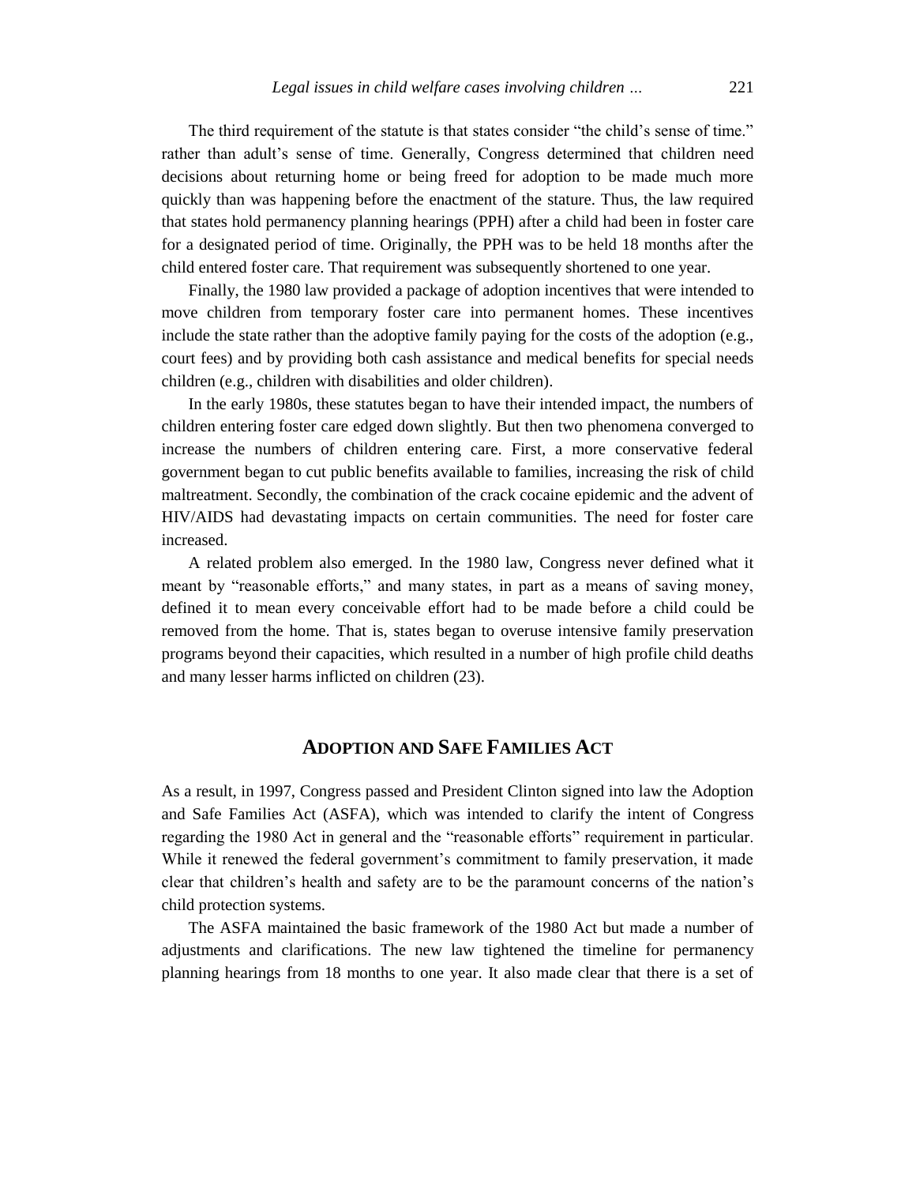The third requirement of the statute is that states consider “the child’s sense of time.” rather than adult’s sense of time. Generally, Congress determined that children need decisions about returning home or being freed for adoption to be made much more quickly than was happening before the enactment of the stature. Thus, the law required that states hold permanency planning hearings (PPH) after a child had been in foster care for a designated period of time. Originally, the PPH was to be held 18 months after the child entered foster care. That requirement was subsequently shortened to one year.

Finally, the 1980 law provided a package of adoption incentives that were intended to move children from temporary foster care into permanent homes. These incentives include the state rather than the adoptive family paying for the costs of the adoption (e.g., court fees) and by providing both cash assistance and medical benefits for special needs children (e.g., children with disabilities and older children).

In the early 1980s, these statutes began to have their intended impact, the numbers of children entering foster care edged down slightly. But then two phenomena converged to increase the numbers of children entering care. First, a more conservative federal government began to cut public benefits available to families, increasing the risk of child maltreatment. Secondly, the combination of the crack cocaine epidemic and the advent of HIV/AIDS had devastating impacts on certain communities. The need for foster care increased.

A related problem also emerged. In the 1980 law, Congress never defined what it meant by “reasonable efforts,” and many states, in part as a means of saving money, defined it to mean every conceivable effort had to be made before a child could be removed from the home. That is, states began to overuse intensive family preservation programs beyond their capacities, which resulted in a number of high profile child deaths and many lesser harms inflicted on children (23).

## ADOPTION AND SAFE FAMILIES ACT

As a result, in 1997, Congress passed and President Clinton signed into law the Adoption and Safe Families Act (ASFA), which was intended to clarify the intent of Congress regarding the 1980 Act in general and the “reasonable efforts” requirement in particular. While it renewed the federal government’s commitment to family preservation, it made clear that children’s health and safety are to be the paramount concerns of the nation’s child protection systems.

The ASFA maintained the basic framework of the 1980 Act but made a number of adjustments and clarifications. The new law tightened the timeline for permanency planning hearings from 18 months to one year. It also made clear that there is a set of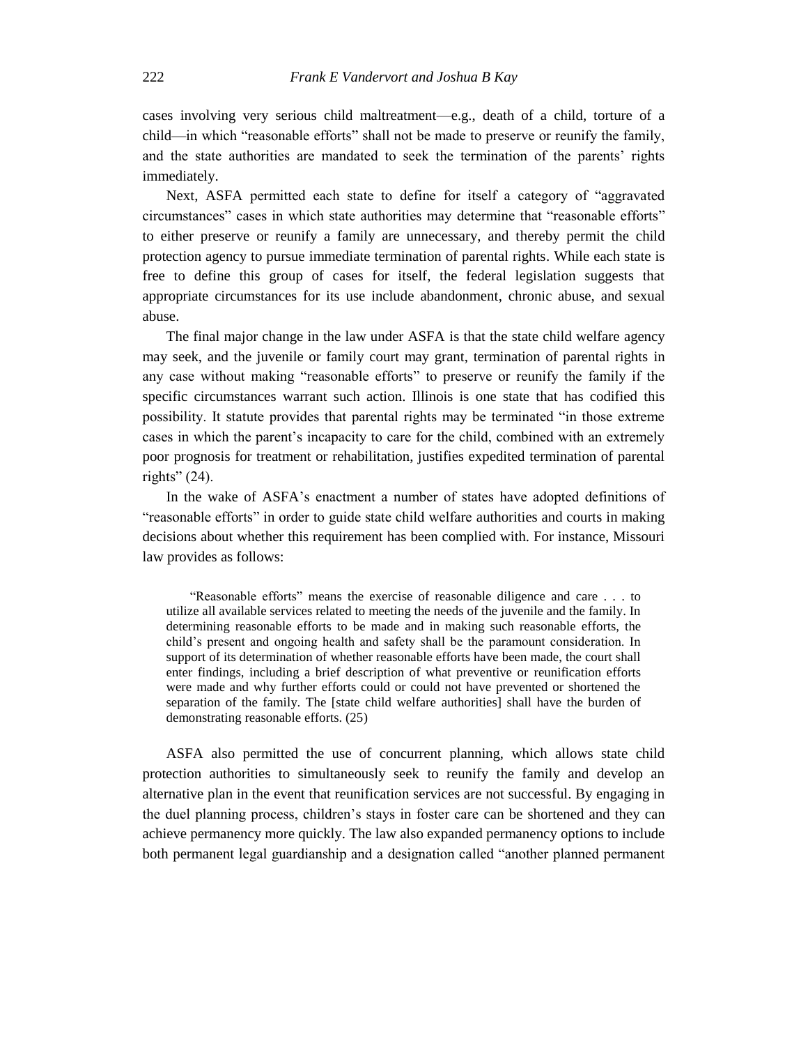cases involving very serious child maltreatment—e.g., death of a child, torture of a child—in which "reasonable efforts" shall not be made to preserve or reunify the family, and the state authorities are mandated to seek the termination of the parents' rights immediately.

Next, ASFA permitted each state to define for itself a category of "aggravated circumstances" cases in which state authorities may determine that "reasonable efforts" to either preserve or reunify a family are unnecessary, and thereby permit the child protection agency to pursue immediate termination of parental rights. While each state is free to define this group of cases for itself, the federal legislation suggests that appropriate circumstances for its use include abandonment, chronic abuse, and sexual abuse.

The final major change in the law under ASFA is that the state child welfare agency may seek, and the juvenile or family court may grant, termination of parental rights in any case without making "reasonable efforts" to preserve or reunify the family if the specific circumstances warrant such action. Illinois is one state that has codified this possibility. It statute provides that parental rights may be terminated "in those extreme cases in which the parent's incapacity to care for the child, combined with an extremely poor prognosis for treatment or rehabilitation, justifies expedited termination of parental rights" (24).

In the wake of ASFA's enactment a number of states have adopted definitions of "reasonable efforts" in order to guide state child welfare authorities and courts in making decisions about whether this requirement has been complied with. For instance, Missouri law provides as follows:

> "Reasonable efforts" means the exercise of reasonable diligence and care . . . to utilize all available services related to meeting the needs of the juvenile and the family. In determining reasonable efforts to be made and in making such reasonable efforts, the child's present and ongoing health and safety shall be the paramount consideration. In support of its determination of whether reasonable efforts have been made, the court shall enter findings, including a brief description of what preventive or reunification efforts were made and why further efforts could or could not have prevented or shortened the separation of the family. The [state child welfare authorities] shall have the burden of demonstrating reasonable efforts. (25)

ASFA also permitted the use of concurrent planning, which allows state child protection authorities to simultaneously seek to reunify the family and develop an alternative plan in the event that reunification services are not successful. By engaging in the duel planning process, children's stays in foster care can be shortened and they can achieve permanency more quickly. The law also expanded permanency options to include both permanent legal guardianship and a designation called "another planned permanent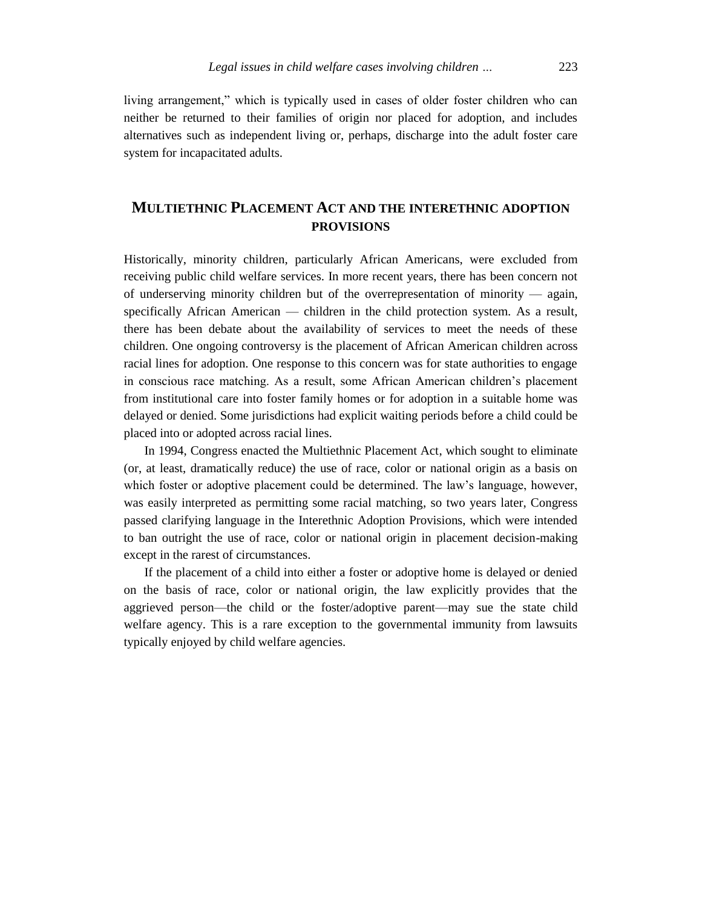living arrangement," which is typically used in cases of older foster children who can neither be returned to their families of origin nor placed for adoption, and includes alternatives such as independent living or, perhaps, discharge into the adult foster care system for incapacitated adults.

## MULTIETHNIC PLACEMENT ACT AND THE INTERETHNIC ADOPTION PROVISIONS

Historically, minority children, particularly African Americans, were excluded from receiving public child welfare services. In more recent years, there has been concern not of underserving minority children but of the overrepresentation of minority — again, specifically African American — children in the child protection system. As a result, there has been debate about the availability of services to meet the needs of these children. One ongoing controversy is the placement of African American children across racial lines for adoption. One response to this concern was for state authorities to engage in conscious race matching. As a result, some African American children's placement from institutional care into foster family homes or for adoption in a suitable home was delayed or denied. Some jurisdictions had explicit waiting periods before a child could be placed into or adopted across racial lines.

In 1994, Congress enacted the Multiethnic Placement Act, which sought to eliminate (or, at least, dramatically reduce) the use of race, color or national origin as a basis on which foster or adoptive placement could be determined. The law's language, however, was easily interpreted as permitting some racial matching, so two years later, Congress passed clarifying language in the Interethnic Adoption Provisions, which were intended to ban outright the use of race, color or national origin in placement decision-making except in the rarest of circumstances.

If the placement of a child into either a foster or adoptive home is delayed or denied on the basis of race, color or national origin, the law explicitly provides that the aggrieved person—the child or the foster/adoptive parent—may sue the state child welfare agency. This is a rare exception to the governmental immunity from lawsuits typically enjoyed by child welfare agencies.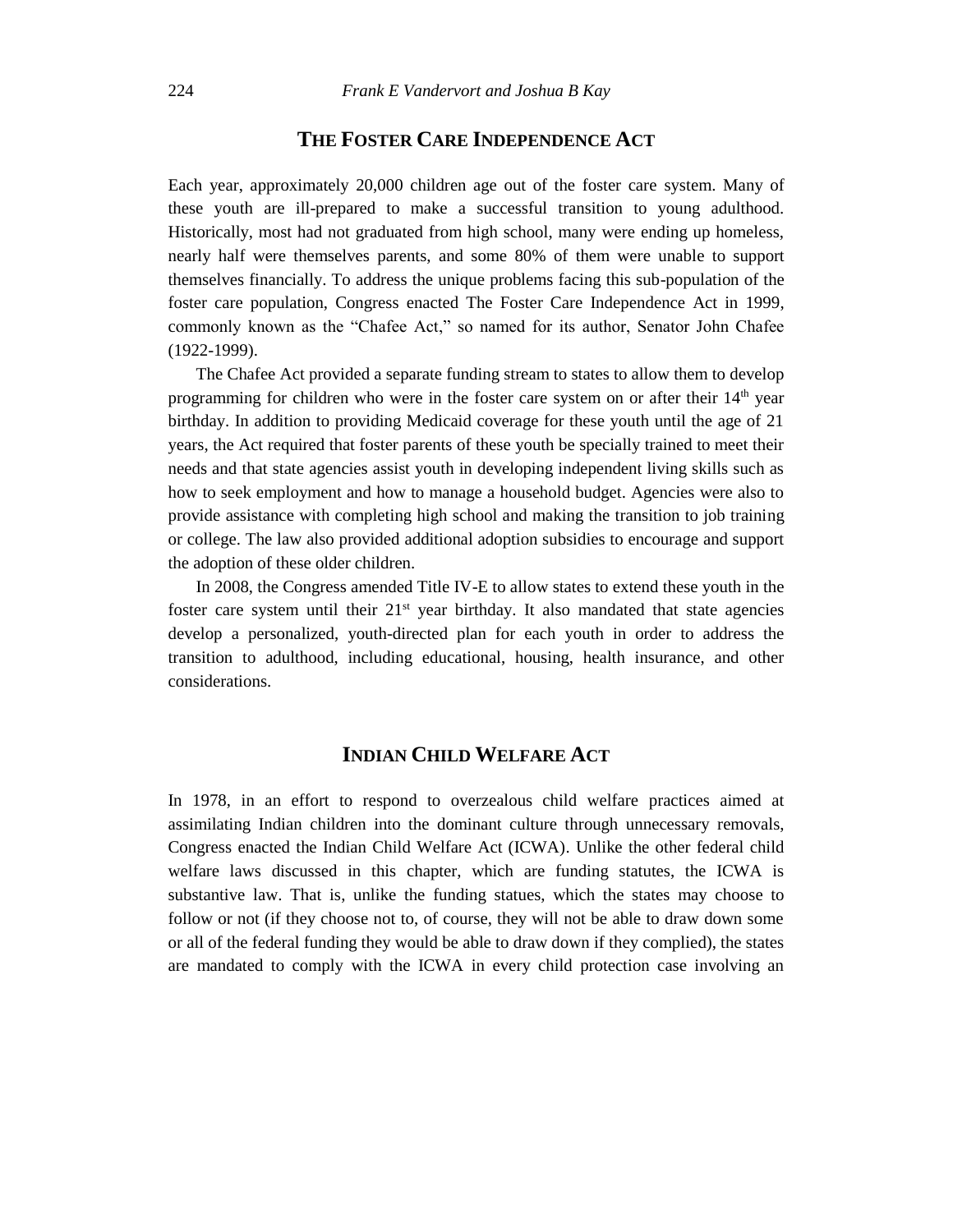## THE FOSTER CARE INDEPENDENCE ACT

Each year, approximately 20,000 children age out of the foster care system. Many of these youth are ill-prepared to make a successful transition to young adulthood. Historically, most had not graduated from high school, many were ending up homeless, nearly half were themselves parents, and some 80% of them were unable to support themselves financially. To address the unique problems facing this sub-population of the foster care population, Congress enacted The Foster Care Independence Act in 1999, commonly known as the "Chafee Act," so named for its author, Senator John Chafee (1922-1999).

The Chafee Act provided a separate funding stream to states to allow them to develop programming for children who were in the foster care system on or after their 14th year birthday. In addition to providing Medicaid coverage for these youth until the age of 21 years, the Act required that foster parents of these youth be specially trained to meet their needs and that state agencies assist youth in developing independent living skills such as how to seek employment and how to manage a household budget. Agencies were also to provide assistance with completing high school and making the transition to job training or college. The law also provided additional adoption subsidies to encourage and support the adoption of these older children.

In 2008, the Congress amended Title IV-E to allow states to extend these youth in the foster care system until their 21st year birthday. It also mandated that state agencies develop a personalized, youth-directed plan for each youth in order to address the transition to adulthood, including educational, housing, health insurance, and other considerations.

## INDIAN CHILD WELFARE ACT

In 1978, in an effort to respond to overzealous child welfare practices aimed at assimilating Indian children into the dominant culture through unnecessary removals, Congress enacted the Indian Child Welfare Act (ICWA). Unlike the other federal child welfare laws discussed in this chapter, which are funding statutes, the ICWA is substantive law. That is, unlike the funding statues, which the states may choose to follow or not (if they choose not to, of course, they will not be able to draw down some or all of the federal funding they would be able to draw down if they complied), the states are mandated to comply with the ICWA in every child protection case involving an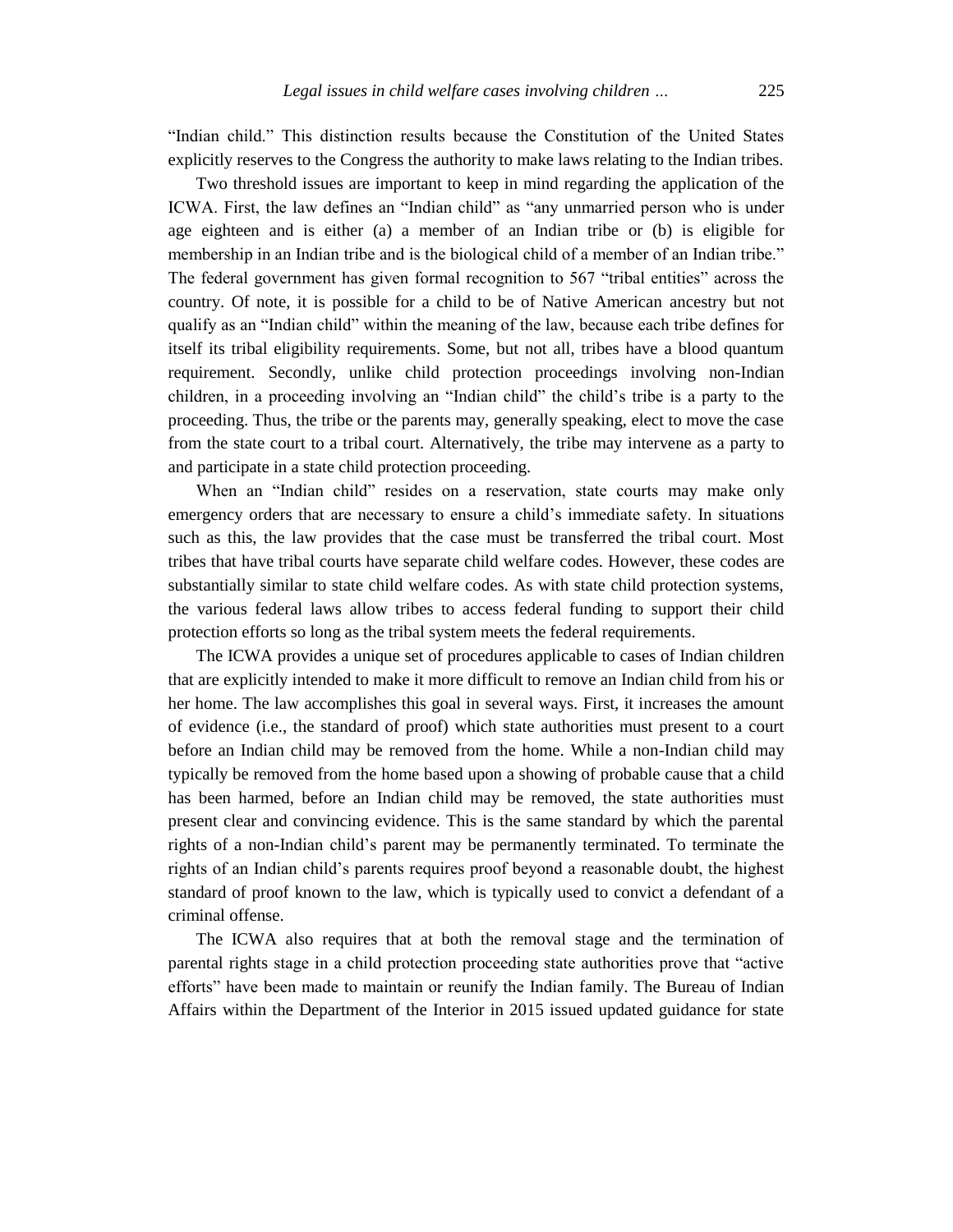"Indian child." This distinction results because the Constitution of the United States explicitly reserves to the Congress the authority to make laws relating to the Indian tribes.

Two threshold issues are important to keep in mind regarding the application of the ICWA. First, the law defines an "Indian child" as "any unmarried person who is under age eighteen and is either (a) a member of an Indian tribe or (b) is eligible for membership in an Indian tribe and is the biological child of a member of an Indian tribe." The federal government has given formal recognition to 567 "tribal entities" across the country. Of note, it is possible for a child to be of Native American ancestry but not qualify as an "Indian child" within the meaning of the law, because each tribe defines for itself its tribal eligibility requirements. Some, but not all, tribes have a blood quantum requirement. Secondly, unlike child protection proceedings involving non-Indian children, in a proceeding involving an "Indian child" the child's tribe is a party to the proceeding. Thus, the tribe or the parents may, generally speaking, elect to move the case from the state court to a tribal court. Alternatively, the tribe may intervene as a party to and participate in a state child protection proceeding.

When an "Indian child" resides on a reservation, state courts may make only emergency orders that are necessary to ensure a child's immediate safety. In situations such as this, the law provides that the case must be transferred the tribal court. Most tribes that have tribal courts have separate child welfare codes. However, these codes are substantially similar to state child welfare codes. As with state child protection systems, the various federal laws allow tribes to access federal funding to support their child protection efforts so long as the tribal system meets the federal requirements.

The ICWA provides a unique set of procedures applicable to cases of Indian children that are explicitly intended to make it more difficult to remove an Indian child from his or her home. The law accomplishes this goal in several ways. First, it increases the amount of evidence (i.e., the standard of proof) which state authorities must present to a court before an Indian child may be removed from the home. While a non-Indian child may typically be removed from the home based upon a showing of probable cause that a child has been harmed, before an Indian child may be removed, the state authorities must present clear and convincing evidence. This is the same standard by which the parental rights of a non-Indian child's parent may be permanently terminated. To terminate the rights of an Indian child's parents requires proof beyond a reasonable doubt, the highest standard of proof known to the law, which is typically used to convict a defendant of a criminal offense.

The ICWA also requires that at both the removal stage and the termination of parental rights stage in a child protection proceeding state authorities prove that "active efforts" have been made to maintain or reunify the Indian family. The Bureau of Indian Affairs within the Department of the Interior in 2015 issued updated guidance for state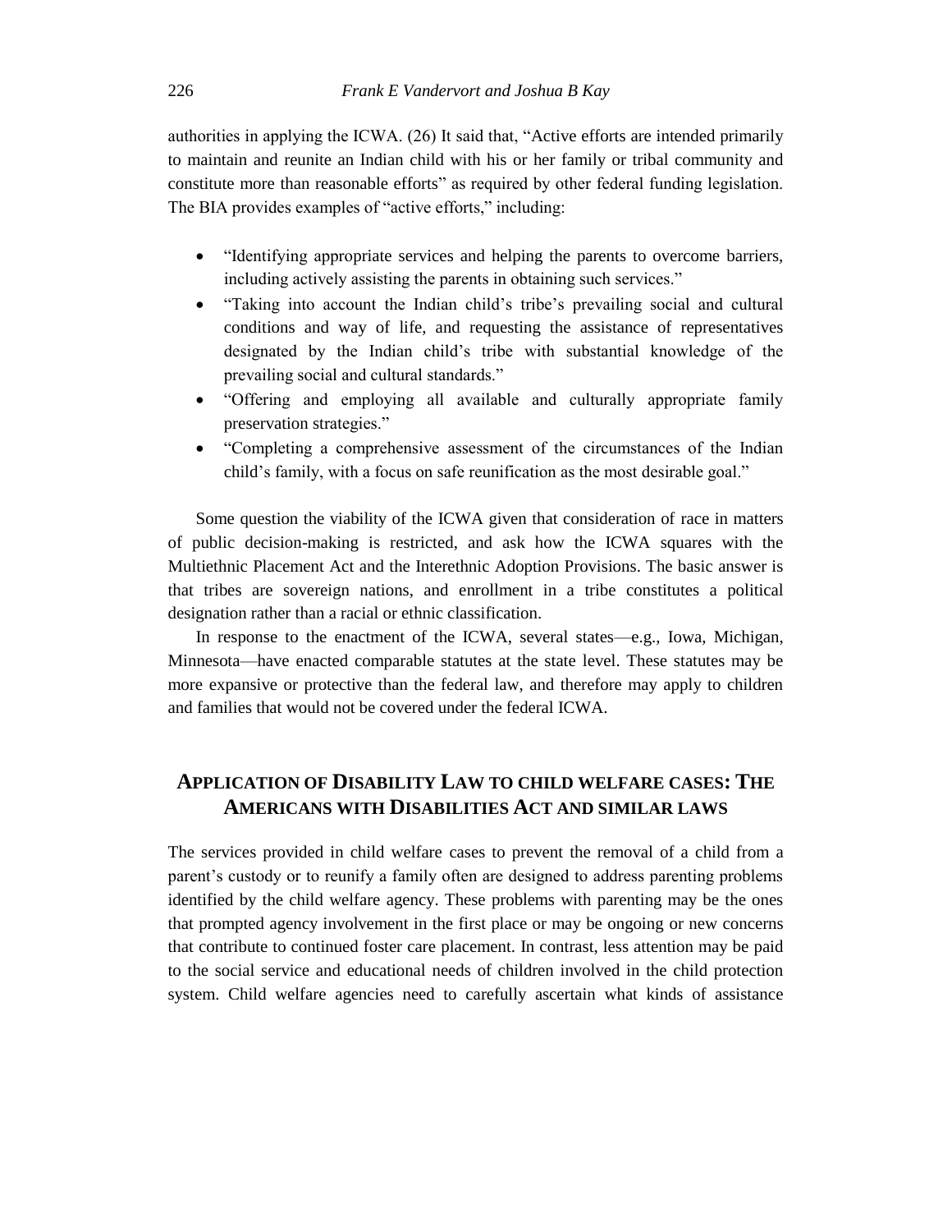authorities in applying the ICWA. (26) It said that, "Active efforts are intended primarily to maintain and reunite an Indian child with his or her family or tribal community and constitute more than reasonable efforts" as required by other federal funding legislation. The BIA provides examples of "active efforts," including:

- "Identifying appropriate services and helping the parents to overcome barriers, including actively assisting the parents in obtaining such services."
- "Taking into account the Indian child's tribe's prevailing social and cultural conditions and way of life, and requesting the assistance of representatives designated by the Indian child's tribe with substantial knowledge of the prevailing social and cultural standards."
- "Offering and employing all available and culturally appropriate family preservation strategies."
- "Completing a comprehensive assessment of the circumstances of the Indian child's family, with a focus on safe reunification as the most desirable goal."

Some question the viability of the ICWA given that consideration of race in matters of public decision-making is restricted, and ask how the ICWA squares with the Multiethnic Placement Act and the Interethnic Adoption Provisions. The basic answer is that tribes are sovereign nations, and enrollment in a tribe constitutes a political designation rather than a racial or ethnic classification.

In response to the enactment of the ICWA, several states—e.g., Iowa, Michigan, Minnesota—have enacted comparable statutes at the state level. These statutes may be more expansive or protective than the federal law, and therefore may apply to children and families that would not be covered under the federal ICWA.

## APPLICATION OF DISABILITY LAW TO CHILD WELFARE CASES: THE AMERICANS WITH DISABILITIES ACT AND SIMILAR LAWS

The services provided in child welfare cases to prevent the removal of a child from a parent's custody or to reunify a family often are designed to address parenting problems identified by the child welfare agency. These problems with parenting may be the ones that prompted agency involvement in the first place or may be ongoing or new concerns that contribute to continued foster care placement. In contrast, less attention may be paid to the social service and educational needs of children involved in the child protection system. Child welfare agencies need to carefully ascertain what kinds of assistance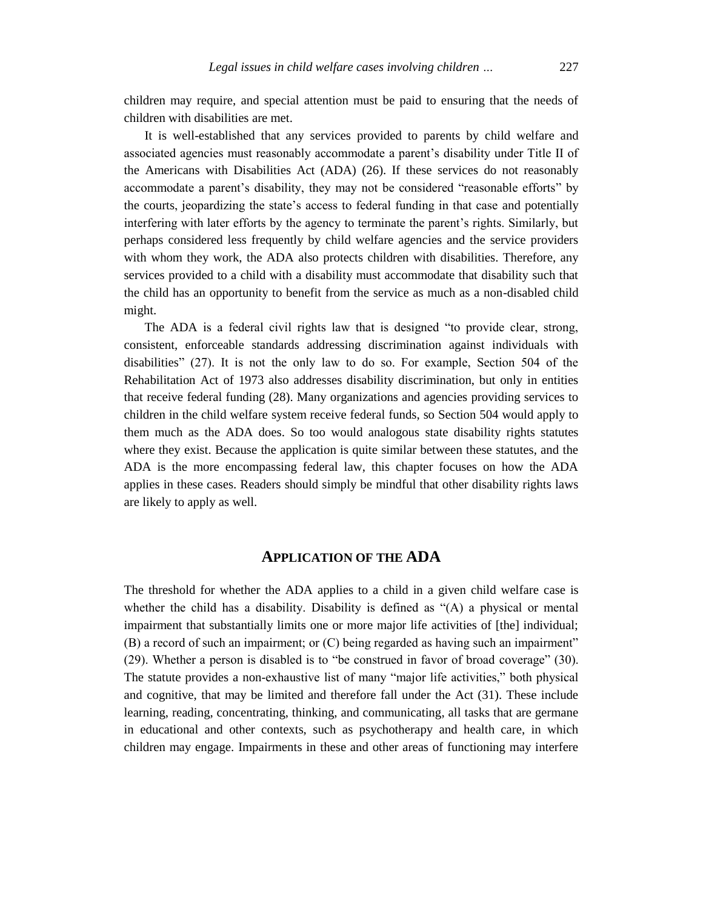children may require, and special attention must be paid to ensuring that the needs of children with disabilities are met.

It is well-established that any services provided to parents by child welfare and associated agencies must reasonably accommodate a parent's disability under Title II of the Americans with Disabilities Act (ADA) (26). If these services do not reasonably accommodate a parent's disability, they may not be considered "reasonable efforts" by the courts, jeopardizing the state's access to federal funding in that case and potentially interfering with later efforts by the agency to terminate the parent's rights. Similarly, but perhaps considered less frequently by child welfare agencies and the service providers with whom they work, the ADA also protects children with disabilities. Therefore, any services provided to a child with a disability must accommodate that disability such that the child has an opportunity to benefit from the service as much as a non-disabled child might.

The ADA is a federal civil rights law that is designed "to provide clear, strong, consistent, enforceable standards addressing discrimination against individuals with disabilities" (27). It is not the only law to do so. For example, Section 504 of the Rehabilitation Act of 1973 also addresses disability discrimination, but only in entities that receive federal funding (28). Many organizations and agencies providing services to children in the child welfare system receive federal funds, so Section 504 would apply to them much as the ADA does. So too would analogous state disability rights statutes where they exist. Because the application is quite similar between these statutes, and the ADA is the more encompassing federal law, this chapter focuses on how the ADA applies in these cases. Readers should simply be mindful that other disability rights laws are likely to apply as well.

## Application of the ADA

The threshold for whether the ADA applies to a child in a given child welfare case is whether the child has a disability. Disability is defined as "(A) a physical or mental impairment that substantially limits one or more major life activities of [the] individual; (B) a record of such an impairment; or (C) being regarded as having such an impairment" (29). Whether a person is disabled is to "be construed in favor of broad coverage" (30). The statute provides a non-exhaustive list of many "major life activities," both physical and cognitive, that may be limited and therefore fall under the Act (31). These include learning, reading, concentrating, thinking, and communicating, all tasks that are germane in educational and other contexts, such as psychotherapy and health care, in which children may engage. Impairments in these and other areas of functioning may interfere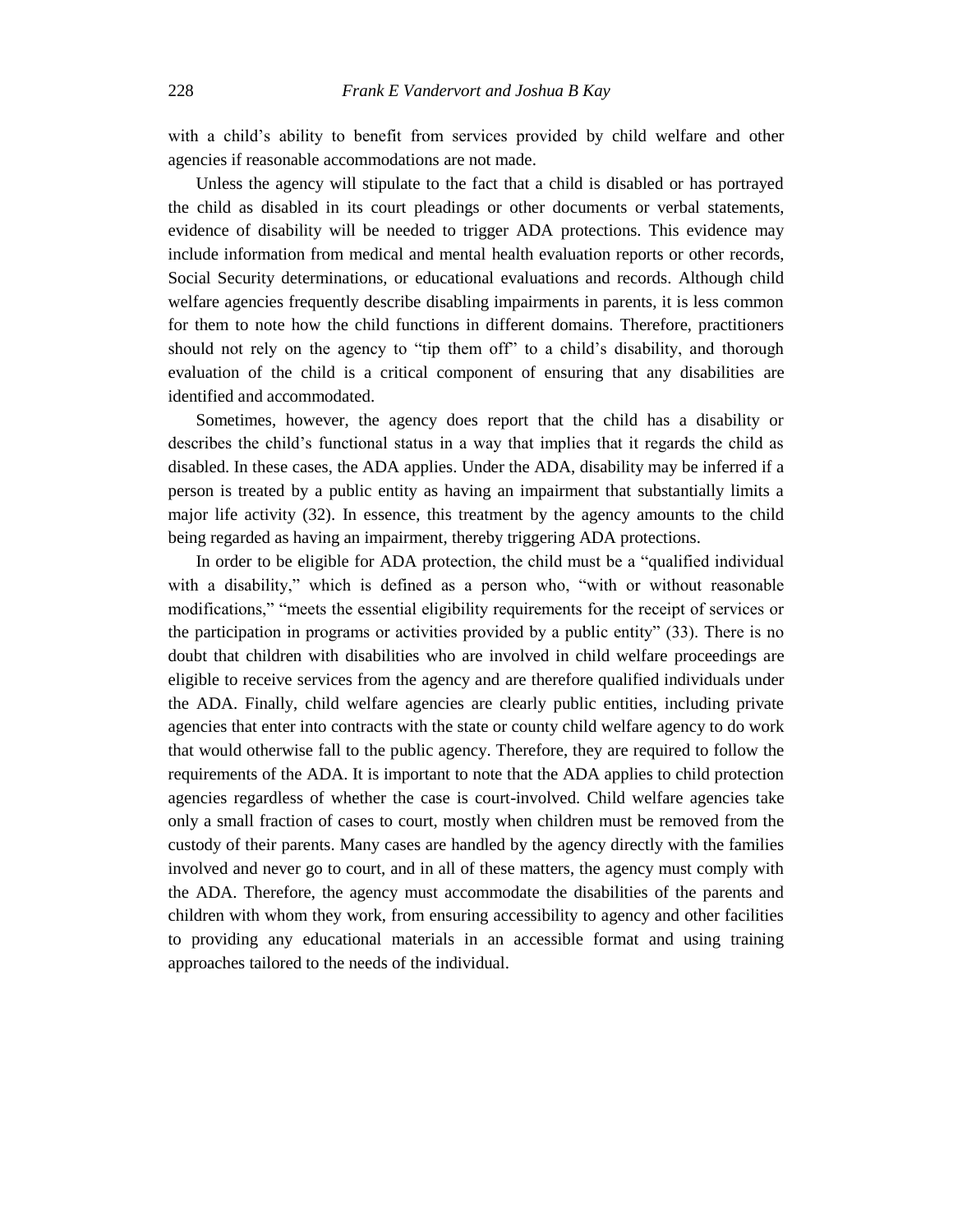with a child's ability to benefit from services provided by child welfare and other agencies if reasonable accommodations are not made.

Unless the agency will stipulate to the fact that a child is disabled or has portrayed the child as disabled in its court pleadings or other documents or verbal statements, evidence of disability will be needed to trigger ADA protections. This evidence may include information from medical and mental health evaluation reports or other records, Social Security determinations, or educational evaluations and records. Although child welfare agencies frequently describe disabling impairments in parents, it is less common for them to note how the child functions in different domains. Therefore, practitioners should not rely on the agency to "tip them off" to a child's disability, and thorough evaluation of the child is a critical component of ensuring that any disabilities are identified and accommodated.

Sometimes, however, the agency does report that the child has a disability or describes the child's functional status in a way that implies that it regards the child as disabled. In these cases, the ADA applies. Under the ADA, disability may be inferred if a person is treated by a public entity as having an impairment that substantially limits a major life activity (32). In essence, this treatment by the agency amounts to the child being regarded as having an impairment, thereby triggering ADA protections.

In order to be eligible for ADA protection, the child must be a "qualified individual with a disability," which is defined as a person who, "with or without reasonable modifications," "meets the essential eligibility requirements for the receipt of services or the participation in programs or activities provided by a public entity" (33). There is no doubt that children with disabilities who are involved in child welfare proceedings are eligible to receive services from the agency and are therefore qualified individuals under the ADA. Finally, child welfare agencies are clearly public entities, including private agencies that enter into contracts with the state or county child welfare agency to do work that would otherwise fall to the public agency. Therefore, they are required to follow the requirements of the ADA. It is important to note that the ADA applies to child protection agencies regardless of whether the case is court-involved. Child welfare agencies take only a small fraction of cases to court, mostly when children must be removed from the custody of their parents. Many cases are handled by the agency directly with the families involved and never go to court, and in all of these matters, the agency must comply with the ADA. Therefore, the agency must accommodate the disabilities of the parents and children with whom they work, from ensuring accessibility to agency and other facilities to providing any educational materials in an accessible format and using training approaches tailored to the needs of the individual.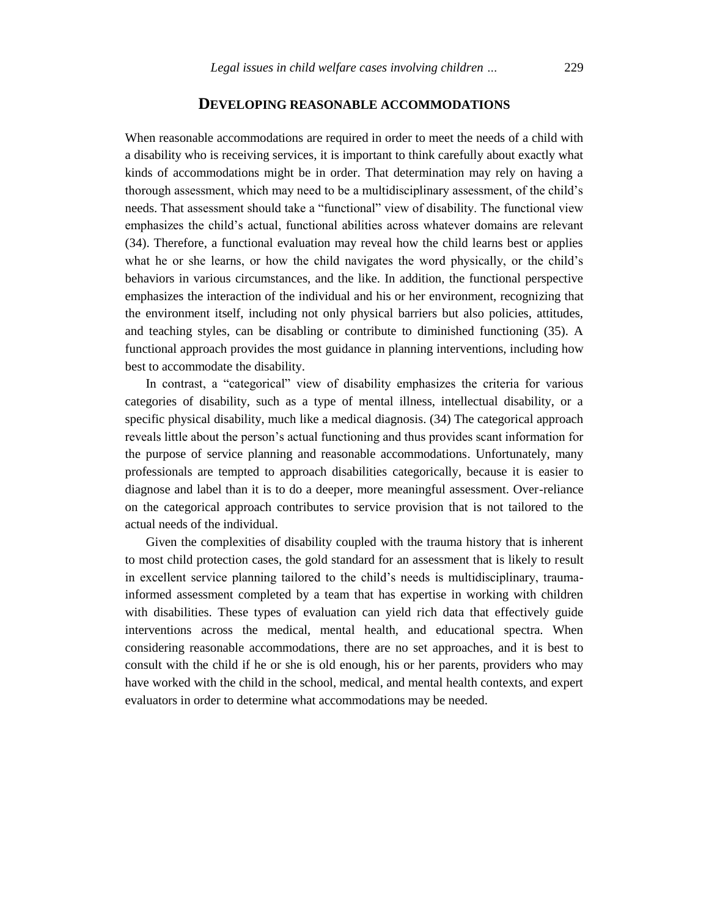## Developing Reasonable Accommodations

When reasonable accommodations are required in order to meet the needs of a child with a disability who is receiving services, it is important to think carefully about exactly what kinds of accommodations might be in order. That determination may rely on having a thorough assessment, which may need to be a multidisciplinary assessment, of the child's needs. That assessment should take a "functional" view of disability. The functional view emphasizes the child's actual, functional abilities across whatever domains are relevant (34). Therefore, a functional evaluation may reveal how the child learns best or applies what he or she learns, or how the child navigates the word physically, or the child's behaviors in various circumstances, and the like. In addition, the functional perspective emphasizes the interaction of the individual and his or her environment, recognizing that the environment itself, including not only physical barriers but also policies, attitudes, and teaching styles, can be disabling or contribute to diminished functioning (35). A functional approach provides the most guidance in planning interventions, including how best to accommodate the disability.

In contrast, a "categorical" view of disability emphasizes the criteria for various categories of disability, such as a type of mental illness, intellectual disability, or a specific physical disability, much like a medical diagnosis. (34) The categorical approach reveals little about the person's actual functioning and thus provides scant information for the purpose of service planning and reasonable accommodations. Unfortunately, many professionals are tempted to approach disabilities categorically, because it is easier to diagnose and label than it is to do a deeper, more meaningful assessment. Over-reliance on the categorical approach contributes to service provision that is not tailored to the actual needs of the individual.

Given the complexities of disability coupled with the trauma history that is inherent to most child protection cases, the gold standard for an assessment that is likely to result in excellent service planning tailored to the child's needs is multidisciplinary, trauma-informed assessment completed by a team that has expertise in working with children with disabilities. These types of evaluation can yield rich data that effectively guide interventions across the medical, mental health, and educational spectra. When considering reasonable accommodations, there are no set approaches, and it is best to consult with the child if he or she is old enough, his or her parents, providers who may have worked with the child in the school, medical, and mental health contexts, and expert evaluators in order to determine what accommodations may be needed.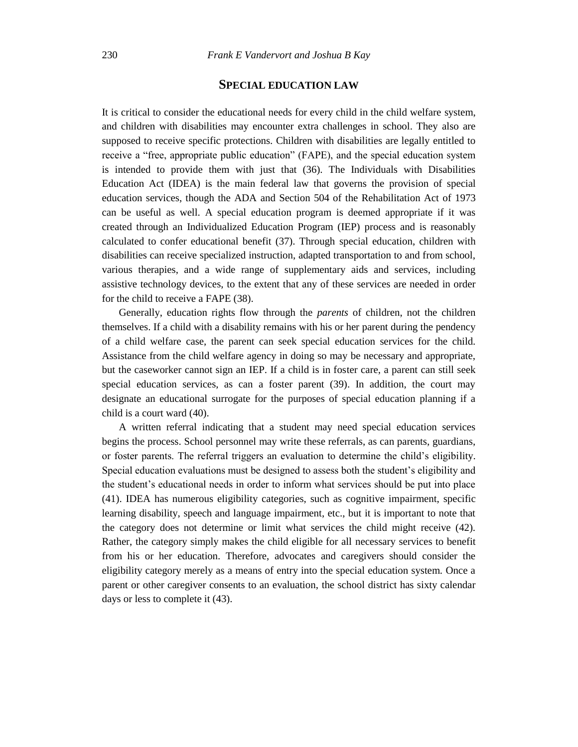## SPECIAL EDUCATION LAW

It is critical to consider the educational needs for every child in the child welfare system, and children with disabilities may encounter extra challenges in school. They also are supposed to receive specific protections. Children with disabilities are legally entitled to receive a "free, appropriate public education" (FAPE), and the special education system is intended to provide them with just that (36). The Individuals with Disabilities Education Act (IDEA) is the main federal law that governs the provision of special education services, though the ADA and Section 504 of the Rehabilitation Act of 1973 can be useful as well. A special education program is deemed appropriate if it was created through an Individualized Education Program (IEP) process and is reasonably calculated to confer educational benefit (37). Through special education, children with disabilities can receive specialized instruction, adapted transportation to and from school, various therapies, and a wide range of supplementary aids and services, including assistive technology devices, to the extent that any of these services are needed in order for the child to receive a FAPE (38).

Generally, education rights flow through the *parents* of children, not the children themselves. If a child with a disability remains with his or her parent during the pendency of a child welfare case, the parent can seek special education services for the child. Assistance from the child welfare agency in doing so may be necessary and appropriate, but the caseworker cannot sign an IEP. If a child is in foster care, a parent can still seek special education services, as can a foster parent (39). In addition, the court may designate an educational surrogate for the purposes of special education planning if a child is a court ward (40).

A written referral indicating that a student may need special education services begins the process. School personnel may write these referrals, as can parents, guardians, or foster parents. The referral triggers an evaluation to determine the child's eligibility. Special education evaluations must be designed to assess both the student's eligibility and the student's educational needs in order to inform what services should be put into place (41). IDEA has numerous eligibility categories, such as cognitive impairment, specific learning disability, speech and language impairment, etc., but it is important to note that the category does not determine or limit what services the child might receive (42). Rather, the category simply makes the child eligible for all necessary services to benefit from his or her education. Therefore, advocates and caregivers should consider the eligibility category merely as a means of entry into the special education system. Once a parent or other caregiver consents to an evaluation, the school district has sixty calendar days or less to complete it (43).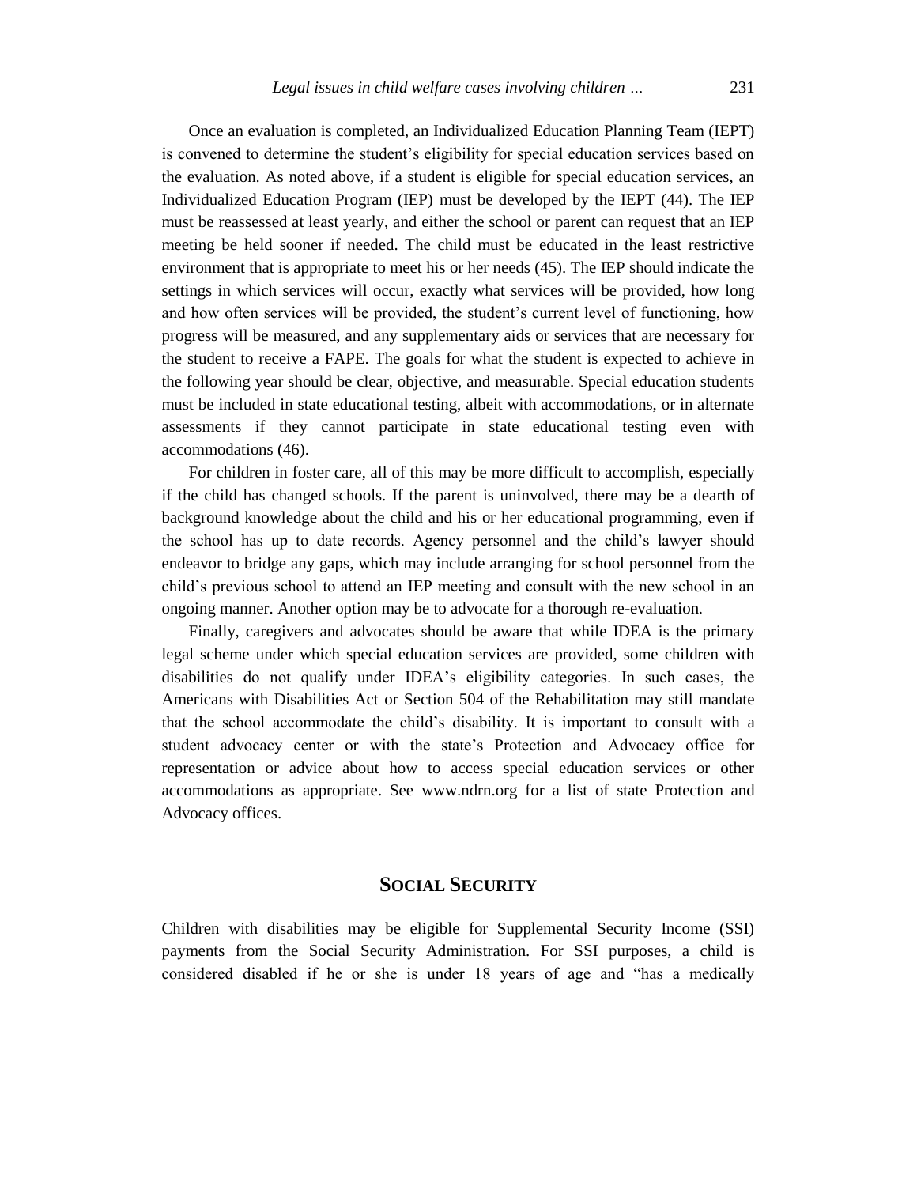Once an evaluation is completed, an Individualized Education Planning Team (IEPT) is convened to determine the student's eligibility for special education services based on the evaluation. As noted above, if a student is eligible for special education services, an Individualized Education Program (IEP) must be developed by the IEPT (44). The IEP must be reassessed at least yearly, and either the school or parent can request that an IEP meeting be held sooner if needed. The child must be educated in the least restrictive environment that is appropriate to meet his or her needs (45). The IEP should indicate the settings in which services will occur, exactly what services will be provided, how long and how often services will be provided, the student's current level of functioning, how progress will be measured, and any supplementary aids or services that are necessary for the student to receive a FAPE. The goals for what the student is expected to achieve in the following year should be clear, objective, and measurable. Special education students must be included in state educational testing, albeit with accommodations, or in alternate assessments if they cannot participate in state educational testing even with accommodations (46).

For children in foster care, all of this may be more difficult to accomplish, especially if the child has changed schools. If the parent is uninvolved, there may be a dearth of background knowledge about the child and his or her educational programming, even if the school has up to date records. Agency personnel and the child's lawyer should endeavor to bridge any gaps, which may include arranging for school personnel from the child's previous school to attend an IEP meeting and consult with the new school in an ongoing manner. Another option may be to advocate for a thorough re-evaluation.

Finally, caregivers and advocates should be aware that while IDEA is the primary legal scheme under which special education services are provided, some children with disabilities do not qualify under IDEA's eligibility categories. In such cases, the Americans with Disabilities Act or Section 504 of the Rehabilitation may still mandate that the school accommodate the child's disability. It is important to consult with a student advocacy center or with the state's Protection and Advocacy office for representation or advice about how to access special education services or other accommodations as appropriate. See www.ndrn.org for a list of state Protection and Advocacy offices.

## Social Security

Children with disabilities may be eligible for Supplemental Security Income (SSI) payments from the Social Security Administration. For SSI purposes, a child is considered disabled if he or she is under 18 years of age and "has a medically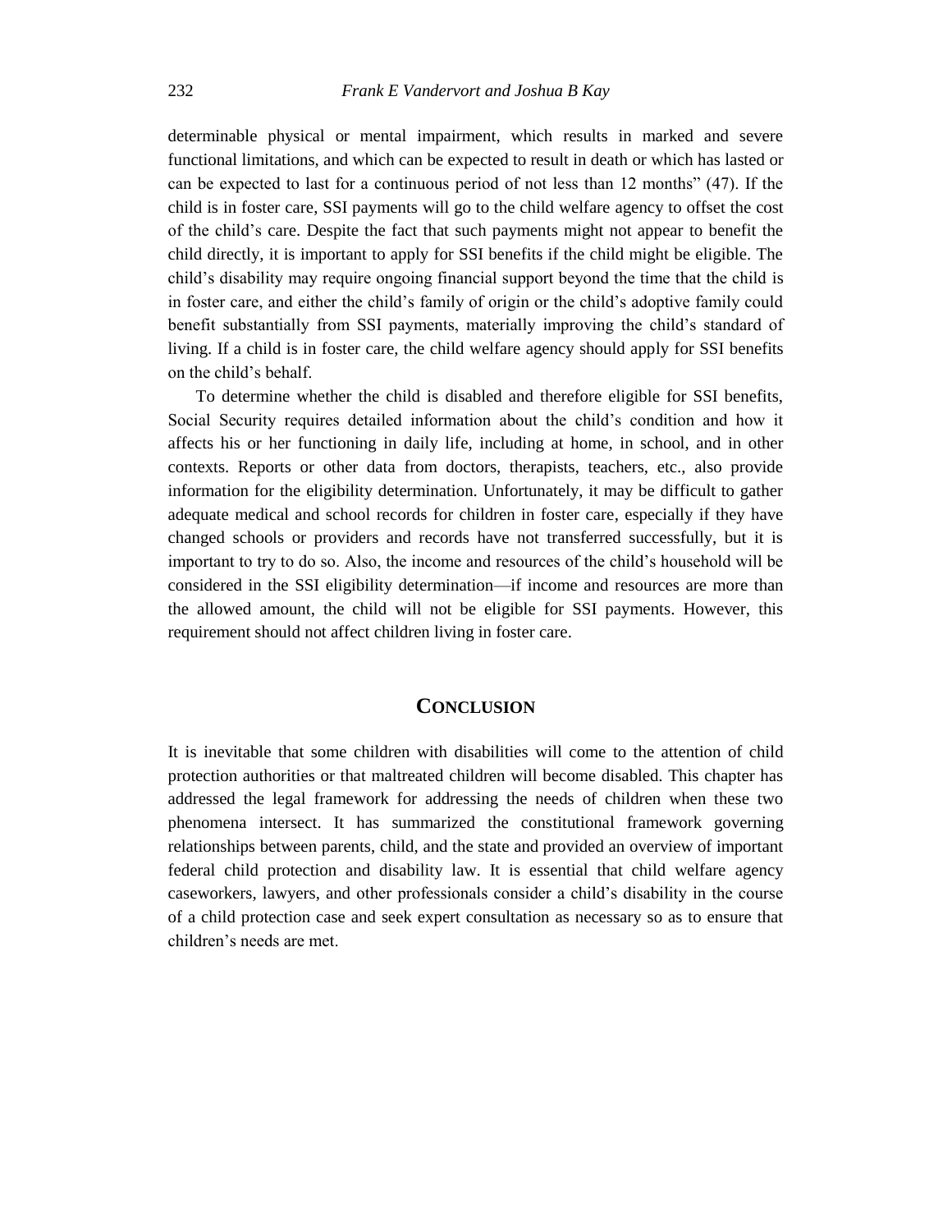determinable physical or mental impairment, which results in marked and severe functional limitations, and which can be expected to result in death or which has lasted or can be expected to last for a continuous period of not less than 12 months" (47). If the child is in foster care, SSI payments will go to the child welfare agency to offset the cost of the child's care. Despite the fact that such payments might not appear to benefit the child directly, it is important to apply for SSI benefits if the child might be eligible. The child's disability may require ongoing financial support beyond the time that the child is in foster care, and either the child's family of origin or the child's adoptive family could benefit substantially from SSI payments, materially improving the child's standard of living. If a child is in foster care, the child welfare agency should apply for SSI benefits on the child's behalf.

To determine whether the child is disabled and therefore eligible for SSI benefits, Social Security requires detailed information about the child's condition and how it affects his or her functioning in daily life, including at home, in school, and in other contexts. Reports or other data from doctors, therapists, teachers, etc., also provide information for the eligibility determination. Unfortunately, it may be difficult to gather adequate medical and school records for children in foster care, especially if they have changed schools or providers and records have not transferred successfully, but it is important to try to do so. Also, the income and resources of the child's household will be considered in the SSI eligibility determination—if income and resources are more than the allowed amount, the child will not be eligible for SSI payments. However, this requirement should not affect children living in foster care.

## CONCLUSION

It is inevitable that some children with disabilities will come to the attention of child protection authorities or that maltreated children will become disabled. This chapter has addressed the legal framework for addressing the needs of children when these two phenomena intersect. It has summarized the constitutional framework governing relationships between parents, child, and the state and provided an overview of important federal child protection and disability law. It is essential that child welfare agency caseworkers, lawyers, and other professionals consider a child's disability in the course of a child protection case and seek expert consultation as necessary so as to ensure that children's needs are met.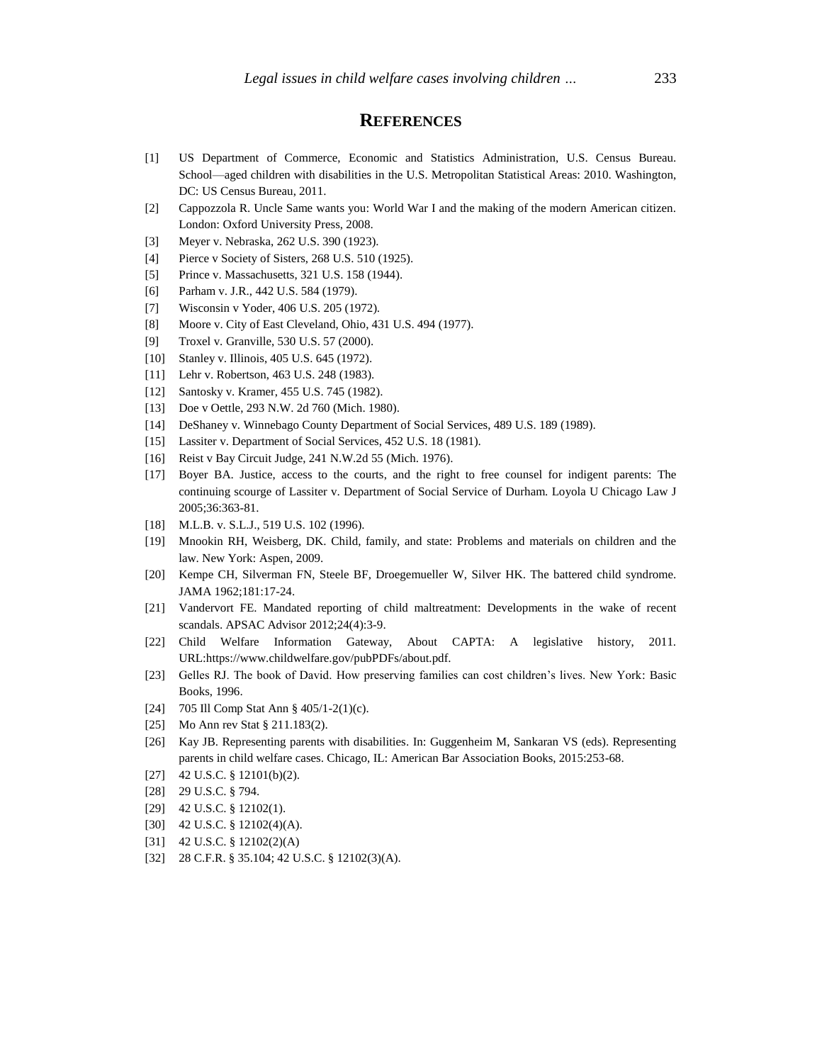## REFERENCES

[1] US Department of Commerce, Economic and Statistics Administration, U.S. Census Bureau. School—aged children with disabilities in the U.S. Metropolitan Statistical Areas: 2010. Washington, DC: US Census Bureau, 2011.

[2] Cappozzola R. Uncle Same wants you: World War I and the making of the modern American citizen. London: Oxford University Press, 2008.

[3] Meyer v. Nebraska, 262 U.S. 390 (1923).

[4] Pierce v Society of Sisters, 268 U.S. 510 (1925).

[5] Prince v. Massachusetts, 321 U.S. 158 (1944).

[6] Parham v. J.R., 442 U.S. 584 (1979).

[7] Wisconsin v Yoder, 406 U.S. 205 (1972).

[8] Moore v. City of East Cleveland, Ohio, 431 U.S. 494 (1977).

[9] Troxel v. Granville, 530 U.S. 57 (2000).

[10] Stanley v. Illinois, 405 U.S. 645 (1972).

[11] Lehr v. Robertson, 463 U.S. 248 (1983).

[12] Santosky v. Kramer, 455 U.S. 745 (1982).

[13] Doe v Oettle, 293 N.W. 2d 760 (Mich. 1980).

[14] DeShaney v. Winnebago County Department of Social Services, 489 U.S. 189 (1989).

[15] Lassiter v. Department of Social Services, 452 U.S. 18 (1981).

[16] Reist v Bay Circuit Judge, 241 N.W.2d 55 (Mich. 1976).

[17] Boyer BA. Justice, access to the courts, and the right to free counsel for indigent parents: The continuing scourge of Lassiter v. Department of Social Service of Durham. Loyola U Chicago Law J 2005;36:363-81.

[18] M.L.B. v. S.L.J., 519 U.S. 102 (1996).

[19] Mnookin RH, Weisberg, DK. Child, family, and state: Problems and materials on children and the law. New York: Aspen, 2009.

[20] Kempe CH, Silverman FN, Steele BF, Droegemueller W, Silver HK. The battered child syndrome. JAMA 1962;181:17-24.

[21] Vandervort FE. Mandated reporting of child maltreatment: Developments in the wake of recent scandals. APSAC Advisor 2012;24(4):3-9.

[22] Child Welfare Information Gateway, About CAPTA: A legislative history, 2011. URL:https://www.childwelfare.gov/pubPDFs/about.pdf.

[23] Gelles RJ. The book of David. How preserving families can cost children's lives. New York: Basic Books, 1996.

[24] 705 Ill Comp Stat Ann § 405/1-2(1)(c).

[25] Mo Ann rev Stat § 211.183(2).

[26] Kay JB. Representing parents with disabilities. In: Guggenheim M, Sankaran VS (eds). Representing parents in child welfare cases. Chicago, IL: American Bar Association Books, 2015:253-68.

[27] 42 U.S.C. § 12101(b)(2).

[28] 29 U.S.C. § 794.

[29] 42 U.S.C. § 12102(1).

[30] 42 U.S.C. § 12102(4)(A).

[31] 42 U.S.C. § 12102(2)(A)

[32] 28 C.F.R. § 35.104; 42 U.S.C. § 12102(3)(A).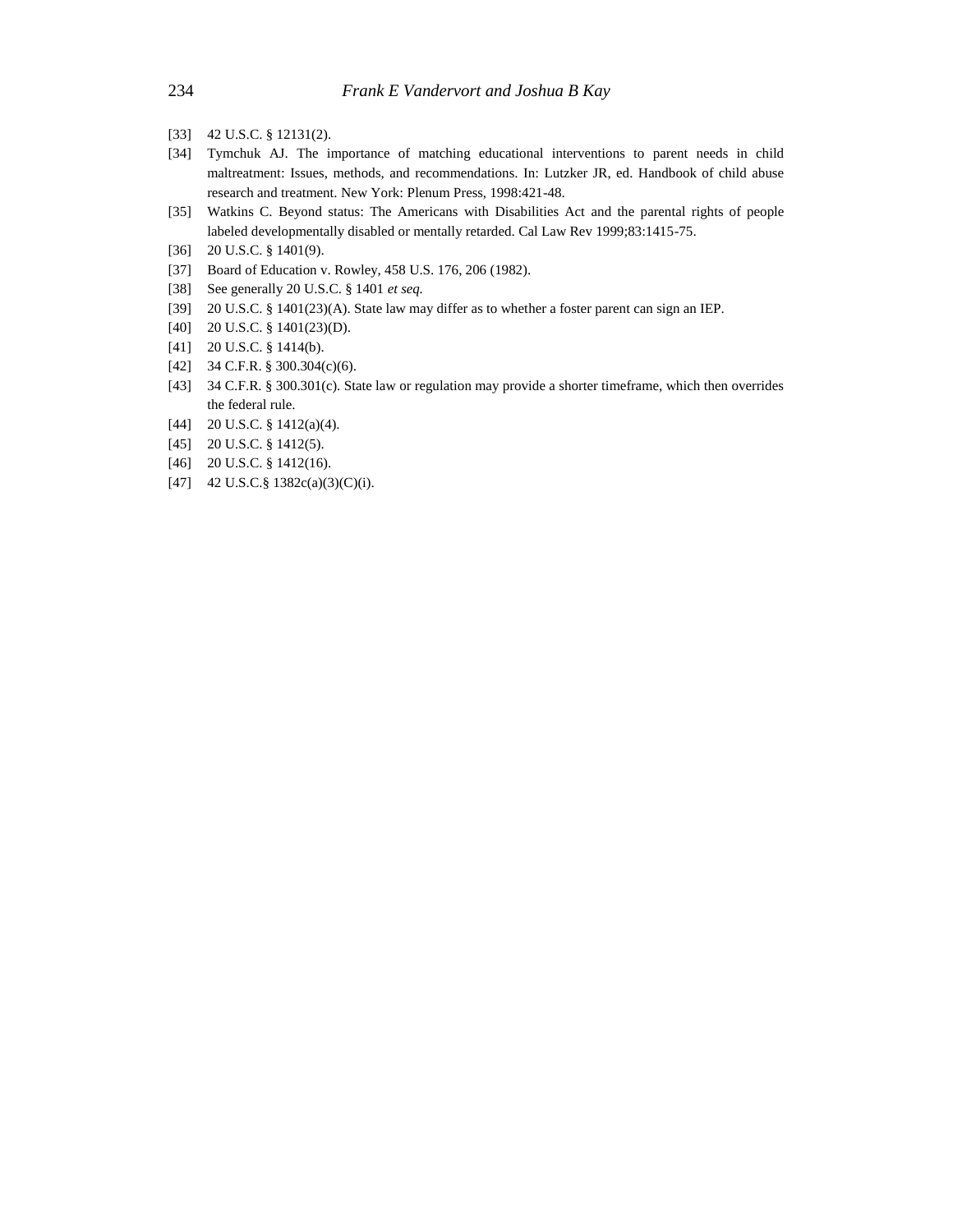[33] 42 U.S.C. § 12131(2).

[34] Tymchuk AJ. The importance of matching educational interventions to parent needs in child maltreatment: Issues, methods, and recommendations. In: Lutzker JR, ed. Handbook of child abuse research and treatment. New York: Plenum Press, 1998:421-48.

[35] Watkins C. Beyond status: The Americans with Disabilities Act and the parental rights of people labeled developmentally disabled or mentally retarded. Cal Law Rev 1999;83:1415-75.

[36] 20 U.S.C. § 1401(9).

[37] Board of Education v. Rowley, 458 U.S. 176, 206 (1982).

[38] See generally 20 U.S.C. § 1401 *et seq.*

[39] 20 U.S.C. § 1401(23)(A). State law may differ as to whether a foster parent can sign an IEP.

[40] 20 U.S.C. § 1401(23)(D).

[41] 20 U.S.C. § 1414(b).

[42] 34 C.F.R. § 300.304(c)(6).

[43] 34 C.F.R. § 300.301(c). State law or regulation may provide a shorter timeframe, which then overrides the federal rule.

[44] 20 U.S.C. § 1412(a)(4).

[45] 20 U.S.C. § 1412(5).

[46] 20 U.S.C. § 1412(16).

[47] 42 U.S.C.§ 1382c(a)(3)(C)(i).